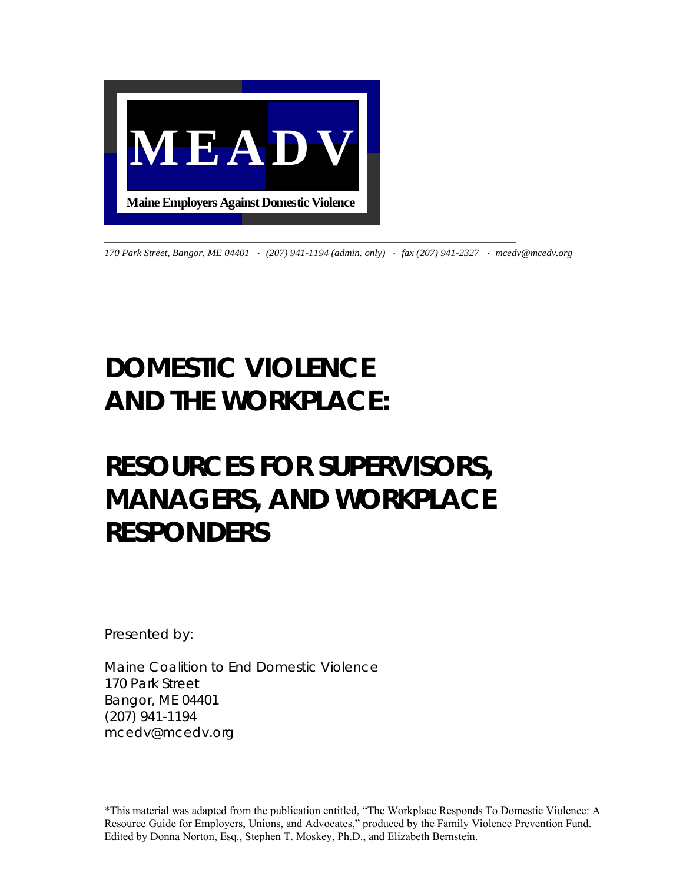MEADV

Maine Employers Against Domestic Violence

*170 Park Street, Bangor, ME 04401 · (207) 941-1194 (admin. only) · fax (207) 941-2327 · mcedv@mcedv.org*

# DOMESTIC VIOLENCE AND THE WORKPLACE:

# RESOURCES FOR SUPERVISORS, MANAGERS, AND WORKPLACE RESPONDERS

Presented by:

Maine Coalition to End Domestic Violence
170 Park Street
Bangor, ME 04401
(207) 941-1194
mcedv@mcedv.org

*This material was adapted from the publication entitled, "The Workplace Responds To Domestic Violence: A Resource Guide for Employers, Unions, and Advocates," produced by the Family Violence Prevention Fund. Edited by Donna Norton, Esq., Stephen T. Moskey, Ph.D., and Elizabeth Bernstein.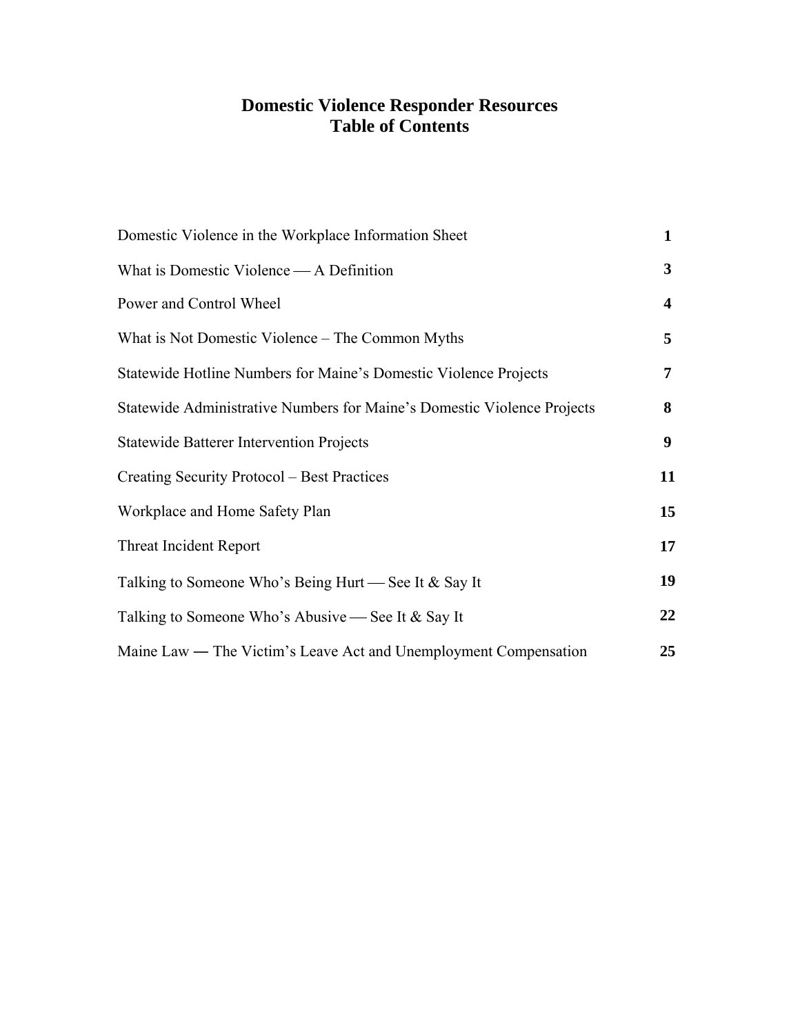# Domestic Violence Responder Resources
## Table of Contents

| | |
|---|---|
| Domestic Violence in the Workplace Information Sheet | **1** |
| What is Domestic Violence — A Definition | **3** |
| Power and Control Wheel | **4** |
| What is Not Domestic Violence – The Common Myths | **5** |
| Statewide Hotline Numbers for Maine's Domestic Violence Projects | **7** |
| Statewide Administrative Numbers for Maine's Domestic Violence Projects | **8** |
| Statewide Batterer Intervention Projects | **9** |
| Creating Security Protocol – Best Practices | **11** |
| Workplace and Home Safety Plan | **15** |
| Threat Incident Report | **17** |
| Talking to Someone Who's Being Hurt — See It & Say It | **19** |
| Talking to Someone Who's Abusive — See It & Say It | **22** |
| Maine Law — The Victim's Leave Act and Unemployment Compensation | **25** |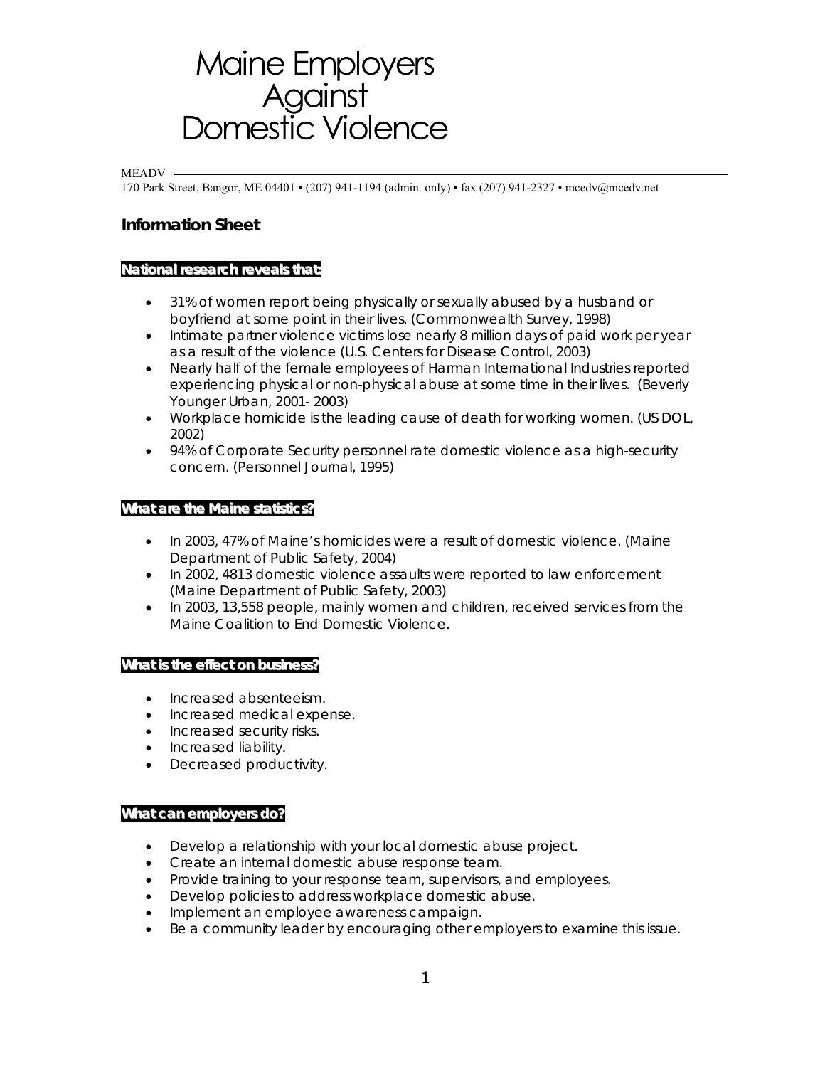# Maine Employers Against Domestic Violence

MEADV
170 Park Street, Bangor, ME 04401 • (207) 941-1194 (admin. only) • fax (207) 941-2327 • mcedv@mcedv.net

## Information Sheet

### National research reveals that:

- 31% of women report being physically or sexually abused by a husband or boyfriend at some point in their lives. (Commonwealth Survey, 1998)
- Intimate partner violence victims lose nearly 8 million days of paid work per year as a result of the violence (U.S. Centers for Disease Control, 2003)
- Nearly half of the female employees of Harman International Industries reported experiencing physical or non-physical abuse at some time in their lives. (Beverly Younger Urban, 2001- 2003)
- Workplace homicide is the leading cause of death for working women. (US DOL, 2002)
- 94% of Corporate Security personnel rate domestic violence as a high-security concern. (Personnel Journal, 1995)

### What are the Maine statistics?

- In 2003, 47% of Maine's homicides were a result of domestic violence. (Maine Department of Public Safety, 2004)
- In 2002, 4813 domestic violence assaults were reported to law enforcement (Maine Department of Public Safety, 2003)
- In 2003, 13,558 people, mainly women and children, received services from the Maine Coalition to End Domestic Violence.

### What is the effect on business?

- Increased absenteeism.
- Increased medical expense.
- Increased security risks.
- Increased liability.
- Decreased productivity.

### What can employers do?

- Develop a relationship with your local domestic abuse project.
- Create an internal domestic abuse response team.
- Provide training to your response team, supervisors, and employees.
- Develop policies to address workplace domestic abuse.
- Implement an employee awareness campaign.
- Be a community leader by encouraging other employers to examine this issue.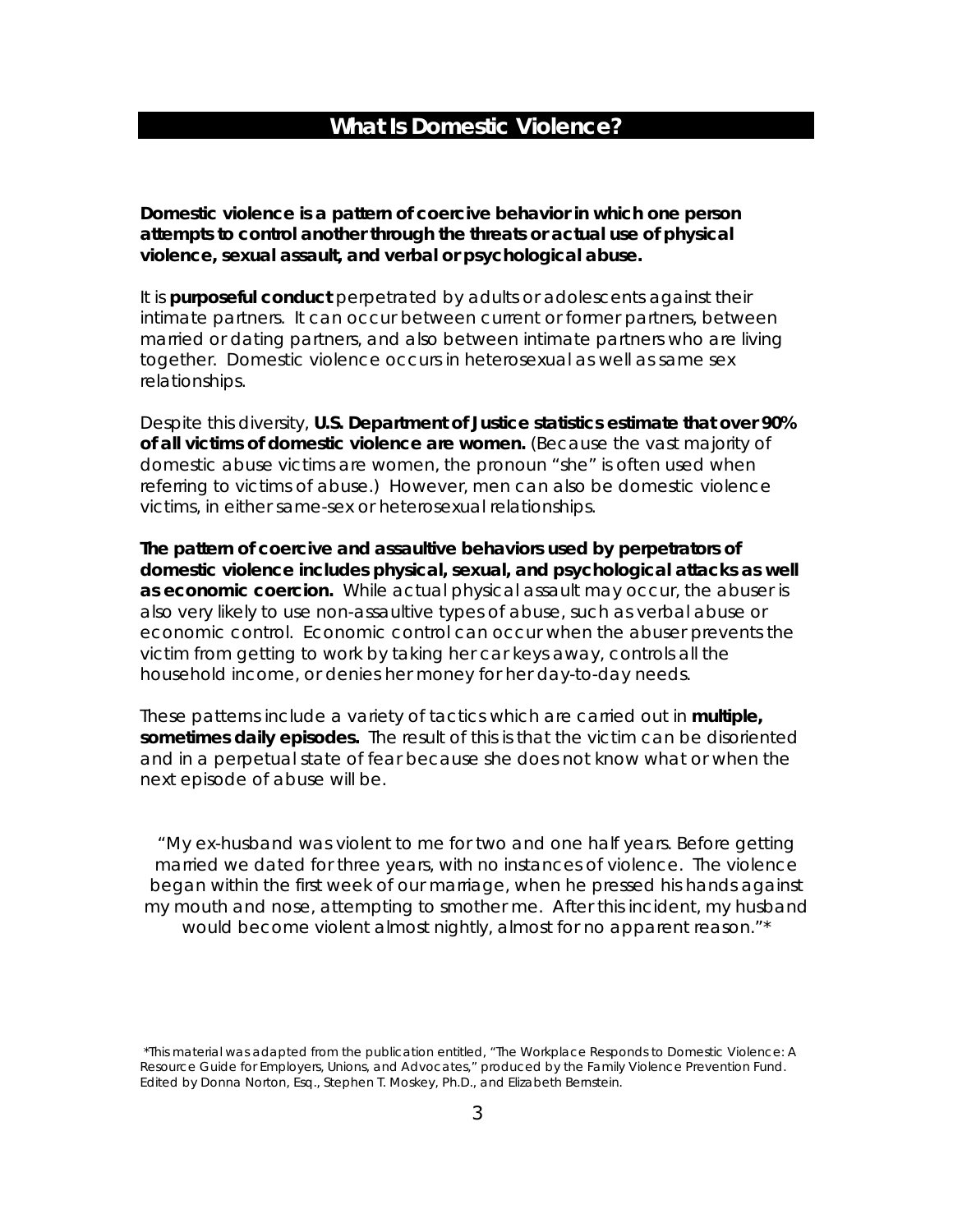## What Is Domestic Violence?

**Domestic violence is a pattern of coercive behavior in which one person attempts to control another through the threats or actual use of physical violence, sexual assault, and verbal or psychological abuse.**

It is **purposeful conduct** perpetrated by adults or adolescents against their intimate partners. It can occur between current or former partners, between married or dating partners, and also between intimate partners who are living together. Domestic violence occurs in heterosexual as well as same sex relationships.

Despite this diversity, **U.S. Department of Justice statistics estimate that over 90% of all victims of domestic violence are women.** (Because the vast majority of domestic abuse victims are women, the pronoun "she" is often used when referring to victims of abuse.) However, men can also be domestic violence victims, in either same-sex or heterosexual relationships.

**The pattern of coercive and assaultive behaviors used by perpetrators of domestic violence includes physical, sexual, and psychological attacks as well as economic coercion.** While actual physical assault may occur, the abuser is also very likely to use non-assaultive types of abuse, such as verbal abuse or economic control. Economic control can occur when the abuser prevents the victim from getting to work by taking her car keys away, controls all the household income, or denies her money for her day-to-day needs.

These patterns include a variety of tactics which are carried out in **multiple, sometimes daily episodes.** The result of this is that the victim can be disoriented and in a perpetual state of fear because she does not know what or when the next episode of abuse will be.

"My ex-husband was violent to me for two and one half years. Before getting married we dated for three years, with no instances of violence. The violence began within the first week of our marriage, when he pressed his hands against my mouth and nose, attempting to smother me. After this incident, my husband would become violent almost nightly, almost for no apparent reason."*

*This material was adapted from the publication entitled, "The Workplace Responds to Domestic Violence: A Resource Guide for Employers, Unions, and Advocates," produced by the Family Violence Prevention Fund. Edited by Donna Norton, Esq., Stephen T. Moskey, Ph.D., and Elizabeth Bernstein.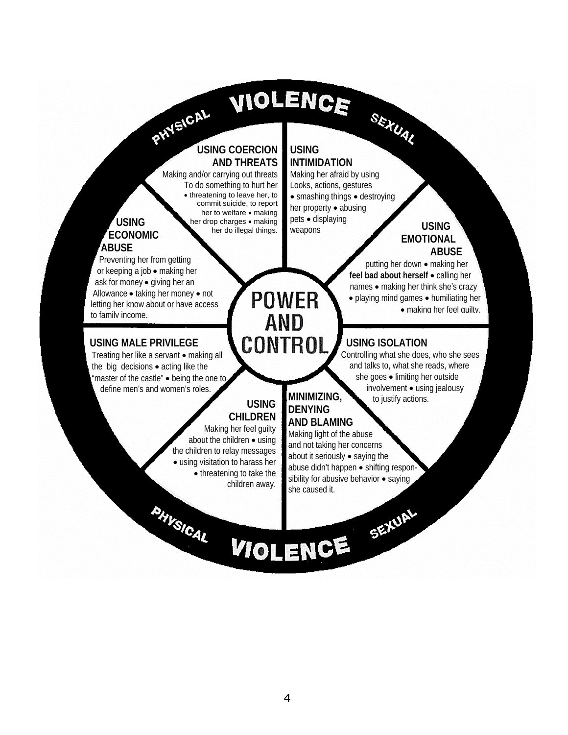# VIOLENCE

PHYSICAL — SEXUAL

## POWER AND CONTROL

**USING COERCION AND THREATS**
Making and/or carrying out threats To do something to hurt her • threatening to leave her, to commit suicide, to report her to welfare • making her drop charges • making her do illegal things.

**USING INTIMIDATION**
Making her afraid by using Looks, actions, gestures • smashing things • destroying her property • abusing pets • displaying weapons

**USING EMOTIONAL ABUSE**
putting her down • making her **feel bad about herself** • calling her names • making her think she's crazy • playing mind games • humiliating her • making her feel guilty.

**USING ISOLATION**
Controlling what she does, who she sees and talks to, what she reads, where she goes • limiting her outside involvement • using jealousy to justify actions.

**MINIMIZING, DENYING AND BLAMING**
Making light of the abuse and not taking her concerns about it seriously • saying the abuse didn't happen • shifting responsibility for abusive behavior • saying she caused it.

**USING CHILDREN**
Making her feel guilty about the children • using the children to relay messages • using visitation to harass her • threatening to take the children away.

**USING MALE PRIVILEGE**
Treating her like a servant • making all the big decisions • acting like the "master of the castle" • being the one to define men's and women's roles.

**USING ECONOMIC ABUSE**
Preventing her from getting or keeping a job • making her ask for money • giving her an Allowance • taking her money • not letting her know about or have access to family income.

PHYSICAL — SEXUAL

# VIOLENCE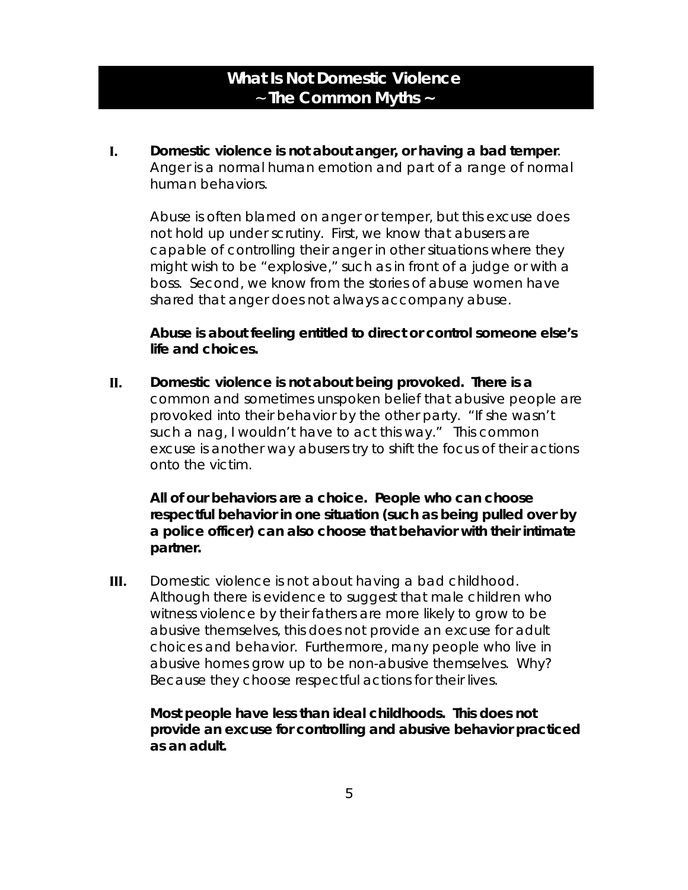## What Is Not Domestic Violence
## ~ The Common Myths ~

**I.** **Domestic violence is not about anger, or having a bad temper**. Anger is a normal human emotion and part of a range of normal human behaviors.

Abuse is often blamed on anger or temper, but this excuse does not hold up under scrutiny. First, we know that abusers are capable of controlling their anger in other situations where they might wish to be "explosive," such as in front of a judge or with a boss. Second, we know from the stories of abuse women have shared that anger does not always accompany abuse.

**Abuse is about feeling entitled to direct or control someone else's life and choices.**

**II.** **Domestic violence is not about being provoked. There is a** common and sometimes unspoken belief that abusive people are provoked into their behavior by the other party. "If she wasn't such a nag, I wouldn't have to act this way." This common excuse is another way abusers try to shift the focus of their actions onto the victim.

**All of our behaviors are a choice. People who can choose respectful behavior in one situation (such as being pulled over by a police officer) can also choose that behavior with their intimate partner.**

**III.** Domestic violence is not about having a bad childhood. Although there is evidence to suggest that male children who witness violence by their fathers are more likely to grow to be abusive themselves, this does not provide an excuse for adult choices and behavior. Furthermore, many people who live in abusive homes grow up to be non-abusive themselves. Why? Because they choose respectful actions for their lives.

**Most people have less than ideal childhoods. This does not provide an excuse for controlling and abusive behavior practiced as an adult.**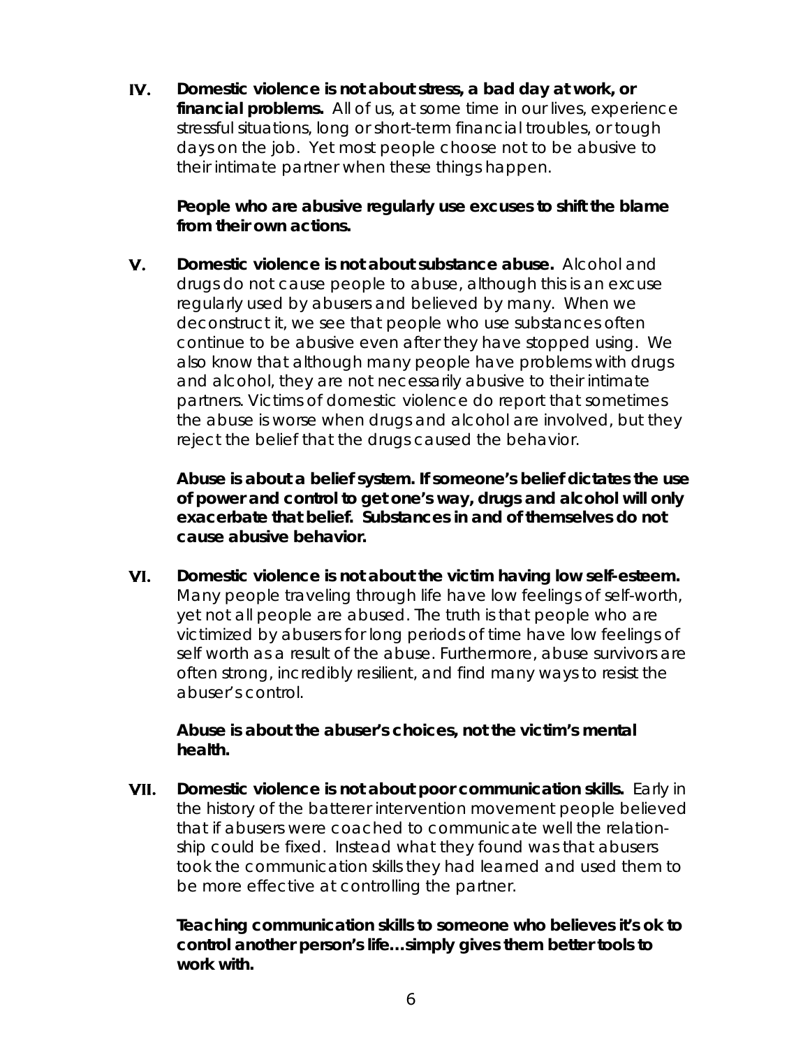**IV. Domestic violence is not about stress, a bad day at work, or financial problems.** All of us, at some time in our lives, experience stressful situations, long or short-term financial troubles, or tough days on the job. Yet most people choose not to be abusive to their intimate partner when these things happen.

**People who are abusive regularly use excuses to shift the blame from their own actions.**

**V. Domestic violence is not about substance abuse.** Alcohol and drugs do not cause people to abuse, although this is an excuse regularly used by abusers and believed by many. When we deconstruct it, we see that people who use substances often continue to be abusive even after they have stopped using. We also know that although many people have problems with drugs and alcohol, they are not necessarily abusive to their intimate partners. Victims of domestic violence do report that sometimes the abuse is worse when drugs and alcohol are involved, but they reject the belief that the drugs caused the behavior.

**Abuse is about a belief system. If someone's belief dictates the use of power and control to get one's way, drugs and alcohol will only exacerbate that belief. Substances in and of themselves do not cause abusive behavior.**

**VI. Domestic violence is not about the victim having low self-esteem.** Many people traveling through life have low feelings of self-worth, yet not all people are abused. The truth is that people who are victimized by abusers for long periods of time have low feelings of self worth as a result of the abuse. Furthermore, abuse survivors are often strong, incredibly resilient, and find many ways to resist the abuser's control.

**Abuse is about the abuser's choices, not the victim's mental health.**

**VII. Domestic violence is not about poor communication skills.** Early in the history of the batterer intervention movement people believed that if abusers were coached to communicate well the relationship could be fixed. Instead what they found was that abusers took the communication skills they had learned and used them to be more effective at controlling the partner.

**Teaching communication skills to someone who believes it's ok to control another person's life…simply gives them better tools to work with.**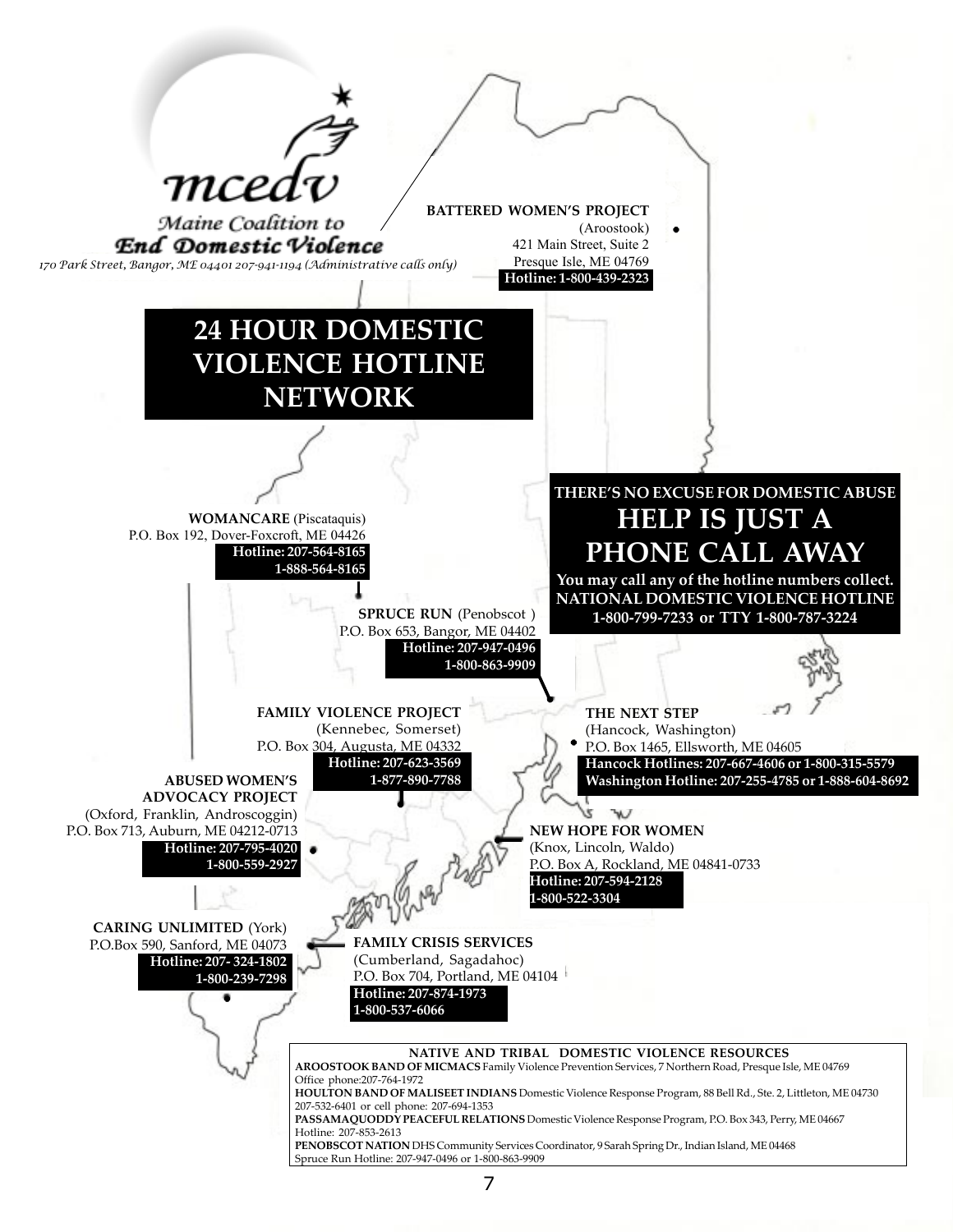**mcedv**

*Maine Coalition to*
***End Domestic Violence***

*170 Park Street, Bangor, ME 04401 207-941-1194 (Administrative calls only)*

# 24 HOUR DOMESTIC VIOLENCE HOTLINE NETWORK

**BATTERED WOMEN'S PROJECT**
(Aroostook)
421 Main Street, Suite 2
Presque Isle, ME 04769
**Hotline: 1-800-439-2323**

## THERE'S NO EXCUSE FOR DOMESTIC ABUSE

## HELP IS JUST A PHONE CALL AWAY

**You may call any of the hotline numbers collect.**
**NATIONAL DOMESTIC VIOLENCE HOTLINE**
**1-800-799-7233 or TTY 1-800-787-3224**

**WOMANCARE** (Piscataquis)
P.O. Box 192, Dover-Foxcroft, ME 04426
**Hotline: 207-564-8165**
**1-888-564-8165**

**SPRUCE RUN** (Penobscot )
P.O. Box 653, Bangor, ME 04402
**Hotline: 207-947-0496**
**1-800-863-9909**

**FAMILY VIOLENCE PROJECT**
(Kennebec, Somerset)
P.O. Box 304, Augusta, ME 04332
**Hotline: 207-623-3569**
**1-877-890-7788**

**THE NEXT STEP**
(Hancock, Washington)
P.O. Box 1465, Ellsworth, ME 04605
**Hancock Hotlines: 207-667-4606 or 1-800-315-5579**
**Washington Hotline: 207-255-4785 or 1-888-604-8692**

**ABUSED WOMEN'S ADVOCACY PROJECT**
(Oxford, Franklin, Androscoggin)
P.O. Box 713, Auburn, ME 04212-0713
**Hotline: 207-795-4020**
**1-800-559-2927**

**NEW HOPE FOR WOMEN**
(Knox, Lincoln, Waldo)
P.O. Box A, Rockland, ME 04841-0733
**Hotline: 207-594-2128**
**1-800-522-3304**

**CARING UNLIMITED** (York)
P.O.Box 590, Sanford, ME 04073
**Hotline: 207- 324-1802**
**1-800-239-7298**

**FAMILY CRISIS SERVICES**
(Cumberland, Sagadahoc)
P.O. Box 704, Portland, ME 04104
**Hotline: 207-874-1973**
**1-800-537-6066**

### NATIVE AND TRIBAL DOMESTIC VIOLENCE RESOURCES

**AROOSTOOK BAND OF MICMACS** Family Violence Prevention Services, 7 Northern Road, Presque Isle, ME 04769
Office phone:207-764-1972

**HOULTON BAND OF MALISEET INDIANS** Domestic Violence Response Program, 88 Bell Rd., Ste. 2, Littleton, ME 04730
207-532-6401 or cell phone: 207-694-1353

**PASSAMAQUODDY PEACEFUL RELATIONS** Domestic Violence Response Program, P.O. Box 343, Perry, ME 04667
Hotline: 207-853-2613

**PENOBSCOT NATION** DHS Community Services Coordinator, 9 Sarah Spring Dr., Indian Island, ME 04468
Spruce Run Hotline: 207-947-0496 or 1-800-863-9909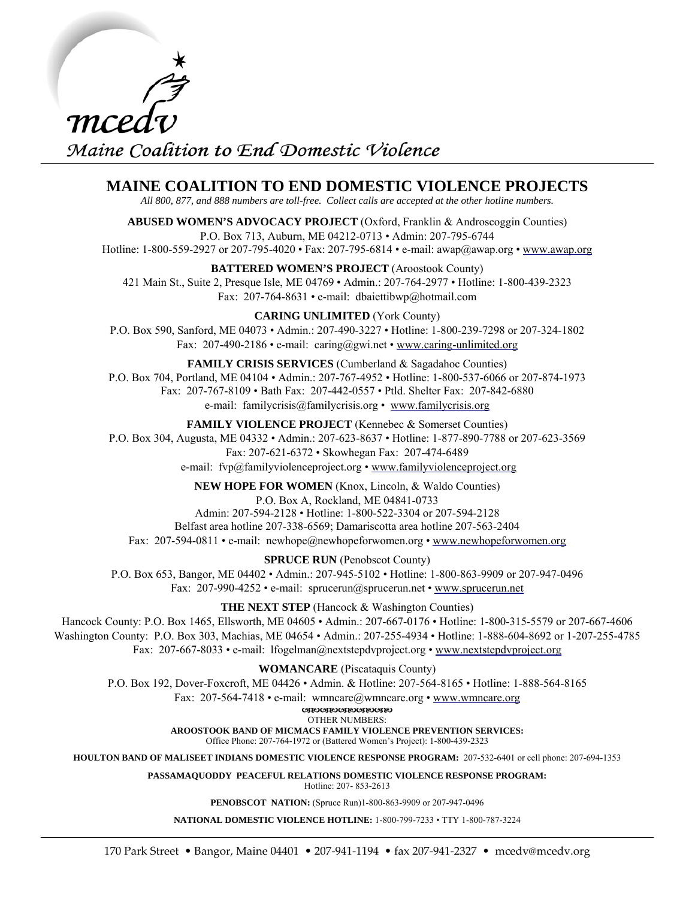mcedv

*Maine Coalition to End Domestic Violence*

# MAINE COALITION TO END DOMESTIC VIOLENCE PROJECTS

*All 800, 877, and 888 numbers are toll-free. Collect calls are accepted at the other hotline numbers.*

**ABUSED WOMEN'S ADVOCACY PROJECT** (Oxford, Franklin & Androscoggin Counties)
P.O. Box 713, Auburn, ME 04212-0713 • Admin: 207-795-6744
Hotline: 1-800-559-2927 or 207-795-4020 • Fax: 207-795-6814 • e-mail: awap@awap.org • www.awap.org

**BATTERED WOMEN'S PROJECT** (Aroostook County)
421 Main St., Suite 2, Presque Isle, ME 04769 • Admin.: 207-764-2977 • Hotline: 1-800-439-2323
Fax: 207-764-8631 • e-mail: dbaiettibwp@hotmail.com

**CARING UNLIMITED** (York County)
P.O. Box 590, Sanford, ME 04073 • Admin.: 207-490-3227 • Hotline: 1-800-239-7298 or 207-324-1802
Fax: 207-490-2186 • e-mail: caring@gwi.net • www.caring-unlimited.org

**FAMILY CRISIS SERVICES** (Cumberland & Sagadahoc Counties)
P.O. Box 704, Portland, ME 04104 • Admin.: 207-767-4952 • Hotline: 1-800-537-6066 or 207-874-1973
Fax: 207-767-8109 • Bath Fax: 207-442-0557 • Ptld. Shelter Fax: 207-842-6880
e-mail: familycrisis@familycrisis.org • www.familycrisis.org

**FAMILY VIOLENCE PROJECT** (Kennebec & Somerset Counties)
P.O. Box 304, Augusta, ME 04332 • Admin.: 207-623-8637 • Hotline: 1-877-890-7788 or 207-623-3569
Fax: 207-621-6372 • Skowhegan Fax: 207-474-6489
e-mail: fvp@familyviolenceproject.org • www.familyviolenceproject.org

**NEW HOPE FOR WOMEN** (Knox, Lincoln, & Waldo Counties)
P.O. Box A, Rockland, ME 04841-0733
Admin: 207-594-2128 • Hotline: 1-800-522-3304 or 207-594-2128
Belfast area hotline 207-338-6569; Damariscotta area hotline 207-563-2404
Fax: 207-594-0811 • e-mail: newhope@newhopeforwomen.org • www.newhopeforwomen.org

**SPRUCE RUN** (Penobscot County)
P.O. Box 653, Bangor, ME 04402 • Admin.: 207-945-5102 • Hotline: 1-800-863-9909 or 207-947-0496
Fax: 207-990-4252 • e-mail: sprucerun@sprucerun.net • www.sprucerun.net

**THE NEXT STEP** (Hancock & Washington Counties)
Hancock County: P.O. Box 1465, Ellsworth, ME 04605 • Admin.: 207-667-0176 • Hotline: 1-800-315-5579 or 207-667-4606
Washington County: P.O. Box 303, Machias, ME 04654 • Admin.: 207-255-4934 • Hotline: 1-888-604-8692 or 1-207-255-4785
Fax: 207-667-8033 • e-mail: lfogelman@nextstepdvproject.org • www.nextstepdvproject.org

**WOMANCARE** (Piscataquis County)
P.O. Box 192, Dover-Foxcroft, ME 04426 • Admin. & Hotline: 207-564-8165 • Hotline: 1-888-564-8165
Fax: 207-564-7418 • e-mail: wmncare@wmncare.org • www.wmncare.org

OTHER NUMBERS:

**AROOSTOOK BAND OF MICMACS FAMILY VIOLENCE PREVENTION SERVICES:**
Office Phone: 207-764-1972 or (Battered Women's Project): 1-800-439-2323

**HOULTON BAND OF MALISEET INDIANS DOMESTIC VIOLENCE RESPONSE PROGRAM:** 207-532-6401 or cell phone: 207-694-1353

**PASSAMAQUODDY PEACEFUL RELATIONS DOMESTIC VIOLENCE RESPONSE PROGRAM:**
Hotline: 207- 853-2613

**PENOBSCOT NATION:** (Spruce Run)1-800-863-9909 or 207-947-0496

**NATIONAL DOMESTIC VIOLENCE HOTLINE:** 1-800-799-7233 • TTY 1-800-787-3224

170 Park Street • Bangor, Maine 04401 • 207-941-1194 • fax 207-941-2327 • mcedv@mcedv.org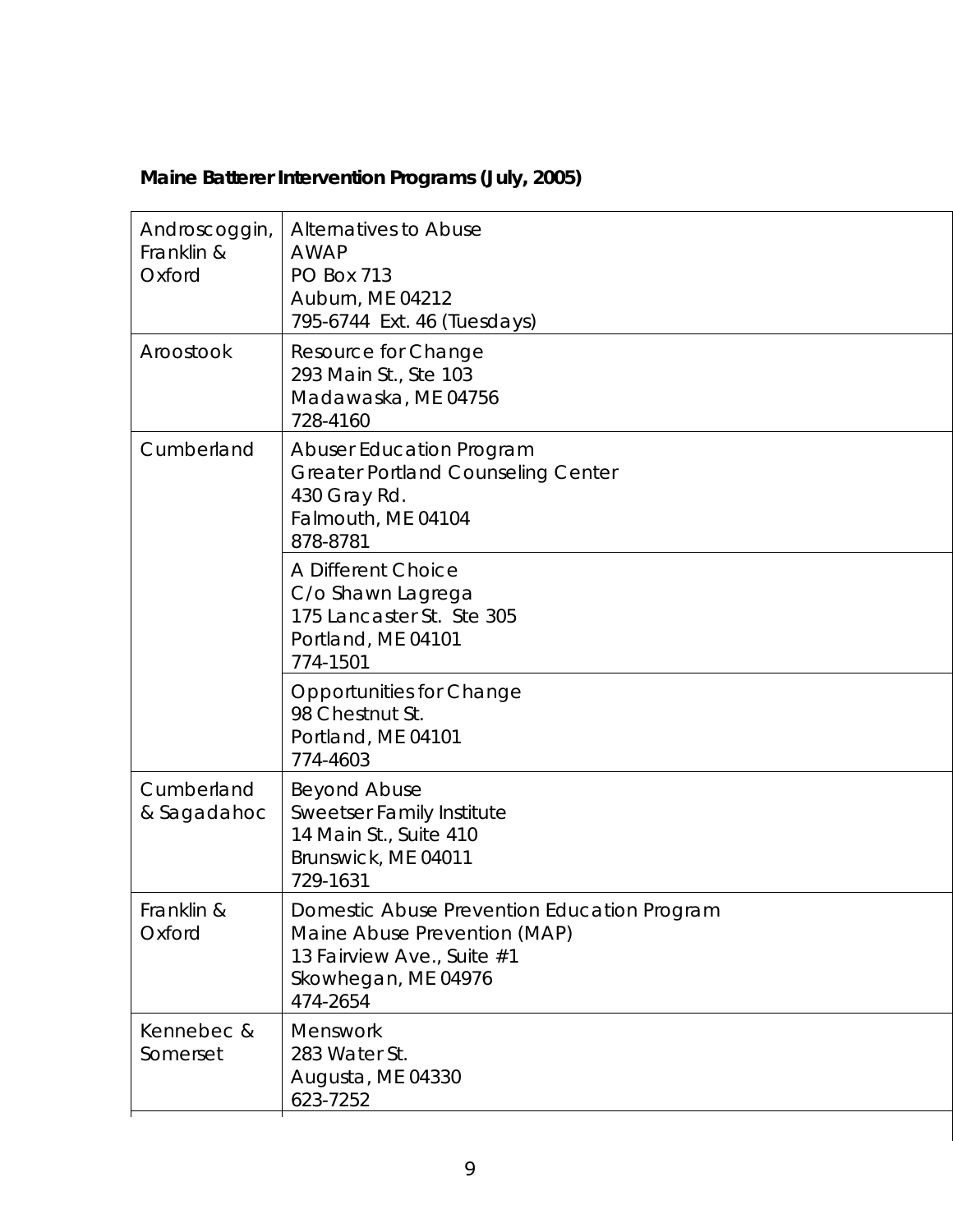**Maine Batterer Intervention Programs (July, 2005)**

| | |
|---|---|
| Androscoggin, Franklin & Oxford | Alternatives to Abuse<br>AWAP<br>PO Box 713<br>Auburn, ME 04212<br>795-6744 Ext. 46 (Tuesdays) |
| Aroostook | Resource for Change<br>293 Main St., Ste 103<br>Madawaska, ME 04756<br>728-4160 |
| Cumberland | Abuser Education Program<br>Greater Portland Counseling Center<br>430 Gray Rd.<br>Falmouth, ME 04104<br>878-8781 |
| | A Different Choice<br>C/o Shawn Lagrega<br>175 Lancaster St. Ste 305<br>Portland, ME 04101<br>774-1501 |
| | Opportunities for Change<br>98 Chestnut St.<br>Portland, ME 04101<br>774-4603 |
| Cumberland & Sagadahoc | Beyond Abuse<br>Sweetser Family Institute<br>14 Main St., Suite 410<br>Brunswick, ME 04011<br>729-1631 |
| Franklin & Oxford | Domestic Abuse Prevention Education Program<br>Maine Abuse Prevention (MAP)<br>13 Fairview Ave., Suite #1<br>Skowhegan, ME 04976<br>474-2654 |
| Kennebec & Somerset | Menswork<br>283 Water St.<br>Augusta, ME 04330<br>623-7252 |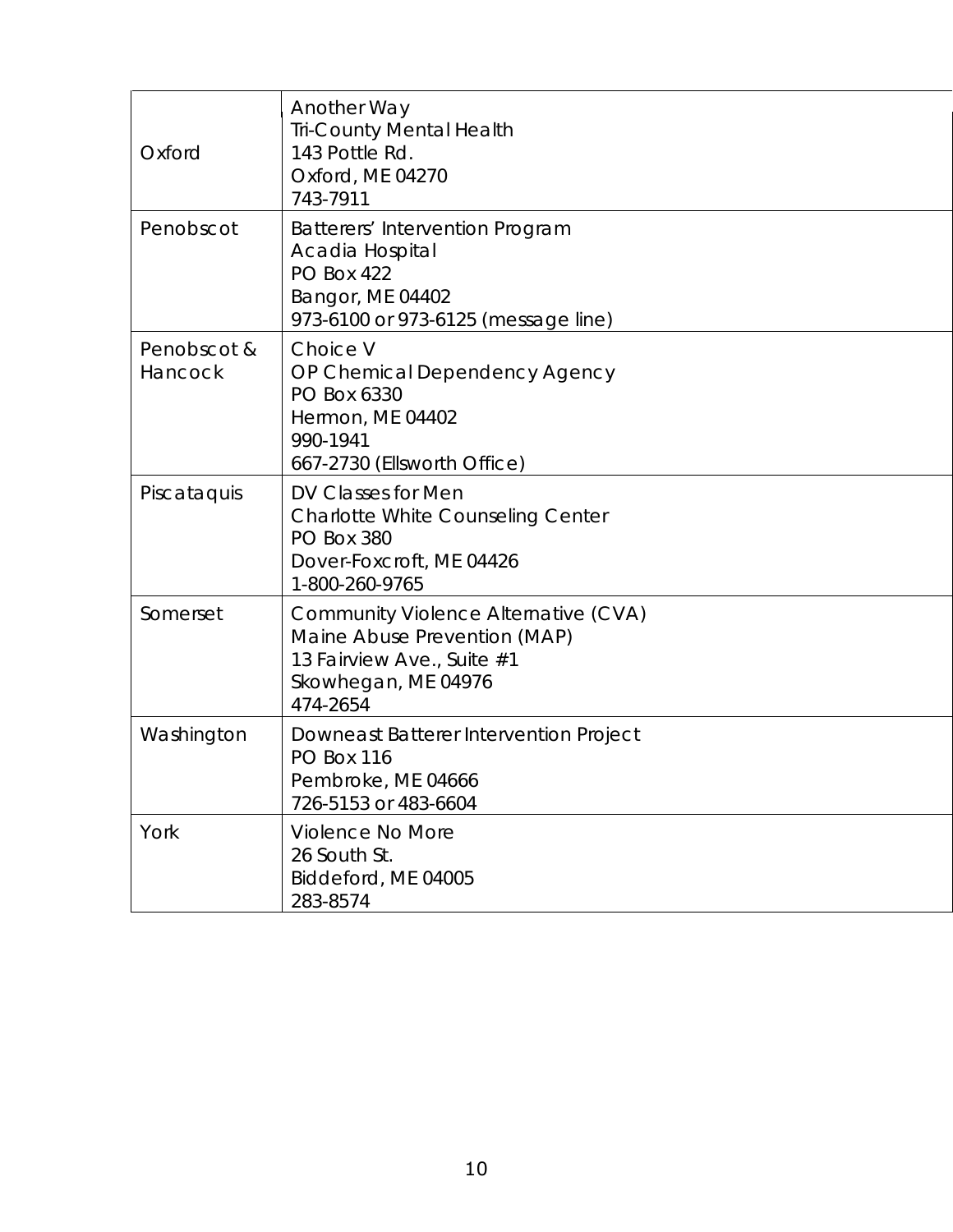| | |
|---|---|
| Oxford | Another Way<br>Tri-County Mental Health<br>143 Pottle Rd.<br>Oxford, ME 04270<br>743-7911 |
| Penobscot | Batterers' Intervention Program<br>Acadia Hospital<br>PO Box 422<br>Bangor, ME 04402<br>973-6100 or 973-6125 (message line) |
| Penobscot & Hancock | Choice V<br>OP Chemical Dependency Agency<br>PO Box 6330<br>Hermon, ME 04402<br>990-1941<br>667-2730 (Ellsworth Office) |
| Piscataquis | DV Classes for Men<br>Charlotte White Counseling Center<br>PO Box 380<br>Dover-Foxcroft, ME 04426<br>1-800-260-9765 |
| Somerset | Community Violence Alternative (CVA)<br>Maine Abuse Prevention (MAP)<br>13 Fairview Ave., Suite #1<br>Skowhegan, ME 04976<br>474-2654 |
| Washington | Downeast Batterer Intervention Project<br>PO Box 116<br>Pembroke, ME 04666<br>726-5153 or 483-6604 |
| York | Violence No More<br>26 South St.<br>Biddeford, ME 04005<br>283-8574 |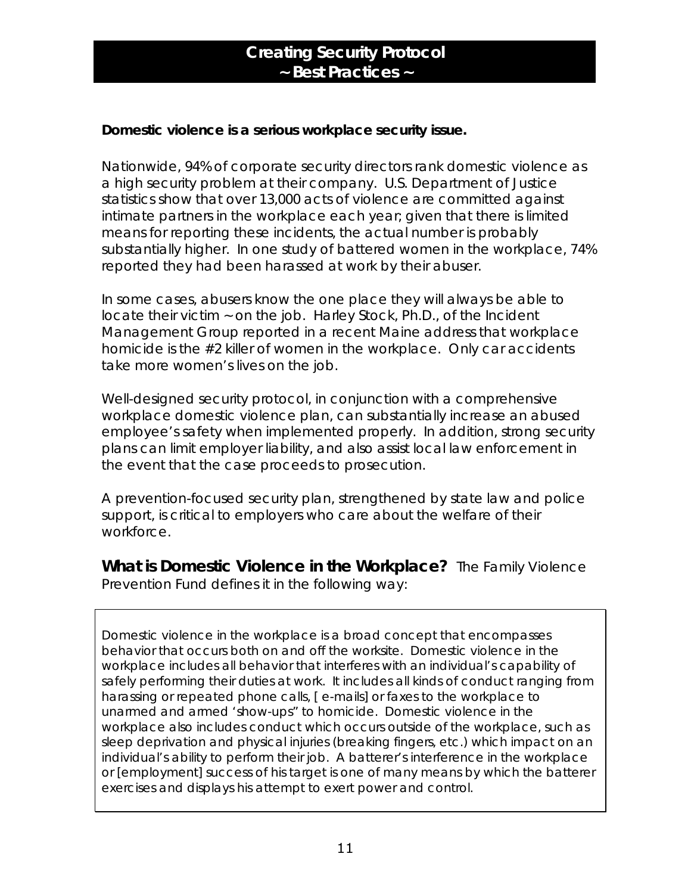## Creating Security Protocol
## ~ Best Practices ~

**Domestic violence is a serious workplace security issue.**

Nationwide, 94% of corporate security directors rank domestic violence as a high security problem at their company. U.S. Department of Justice statistics show that over 13,000 acts of violence are committed against intimate partners in the workplace each year; given that there is limited means for reporting these incidents, the actual number is probably substantially higher. In one study of battered women in the workplace, 74% reported they had been harassed at work by their abuser.

In some cases, abusers know the one place they will always be able to locate their victim ~ on the job. Harley Stock, Ph.D., of the Incident Management Group reported in a recent Maine address that workplace homicide is the #2 killer of women in the workplace. Only car accidents take more women's lives on the job.

Well-designed security protocol, in conjunction with a comprehensive workplace domestic violence plan, can substantially increase an abused employee's safety when implemented properly. In addition, strong security plans can limit employer liability, and also assist local law enforcement in the event that the case proceeds to prosecution.

A prevention-focused security plan, strengthened by state law and police support, is critical to employers who care about the welfare of their workforce.

**What is Domestic Violence in the Workplace?** The Family Violence Prevention Fund defines it in the following way:

> Domestic violence in the workplace is a broad concept that encompasses behavior that occurs both on and off the worksite. Domestic violence in the workplace includes all behavior that interferes with an individual's capability of safely performing their duties at work. It includes all kinds of conduct ranging from harassing or repeated phone calls, [ e-mails] or faxes to the workplace to unarmed and armed 'show-ups" to homicide. Domestic violence in the workplace also includes conduct which occurs outside of the workplace, such as sleep deprivation and physical injuries (breaking fingers, etc.) which impact on an individual's ability to perform their job. A batterer's interference in the workplace or [employment] success of his target is one of many means by which the batterer exercises and displays his attempt to exert power and control.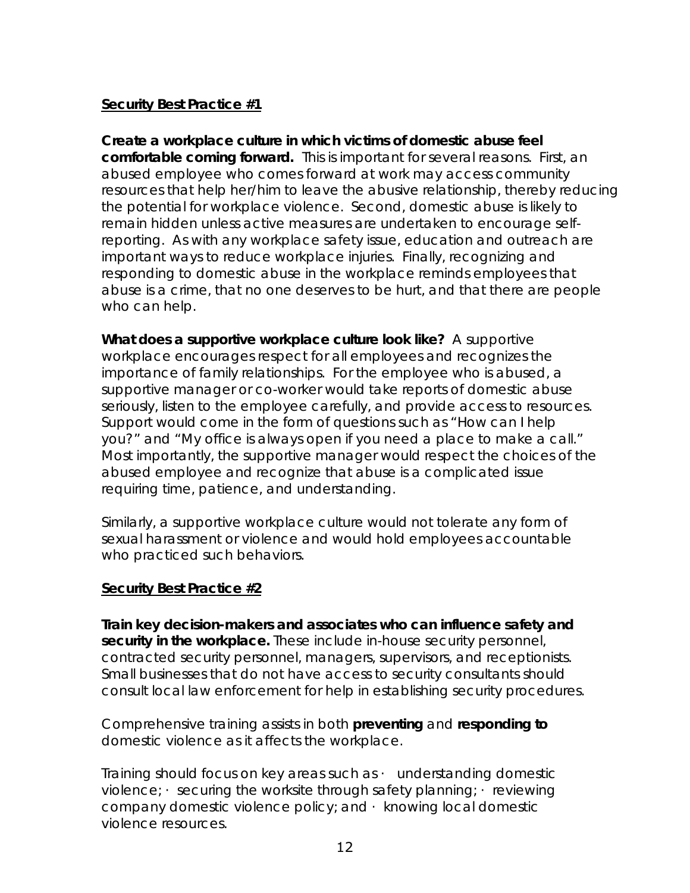**Security Best Practice #1**

**Create a workplace culture in which victims of domestic abuse feel comfortable coming forward.** This is important for several reasons. First, an abused employee who comes forward at work may access community resources that help her/him to leave the abusive relationship, thereby reducing the potential for workplace violence. Second, domestic abuse is likely to remain hidden unless active measures are undertaken to encourage self-reporting. As with any workplace safety issue, education and outreach are important ways to reduce workplace injuries. Finally, recognizing and responding to domestic abuse in the workplace reminds employees that abuse is a crime, that no one deserves to be hurt, and that there are people who can help.

**What does a supportive workplace culture look like?** A supportive workplace encourages respect for all employees and recognizes the importance of family relationships. For the employee who is abused, a supportive manager or co-worker would take reports of domestic abuse seriously, listen to the employee carefully, and provide access to resources. Support would come in the form of questions such as "How can I help you?" and "My office is always open if you need a place to make a call." Most importantly, the supportive manager would respect the choices of the abused employee and recognize that abuse is a complicated issue requiring time, patience, and understanding.

Similarly, a supportive workplace culture would not tolerate any form of sexual harassment or violence and would hold employees accountable who practiced such behaviors.

**Security Best Practice #2**

**Train key decision-makers and associates who can influence safety and security in the workplace.** These include in-house security personnel, contracted security personnel, managers, supervisors, and receptionists. Small businesses that do not have access to security consultants should consult local law enforcement for help in establishing security procedures.

Comprehensive training assists in both **preventing** and **responding to** domestic violence as it affects the workplace.

Training should focus on key areas such as · understanding domestic violence; · securing the worksite through safety planning; · reviewing company domestic violence policy; and · knowing local domestic violence resources.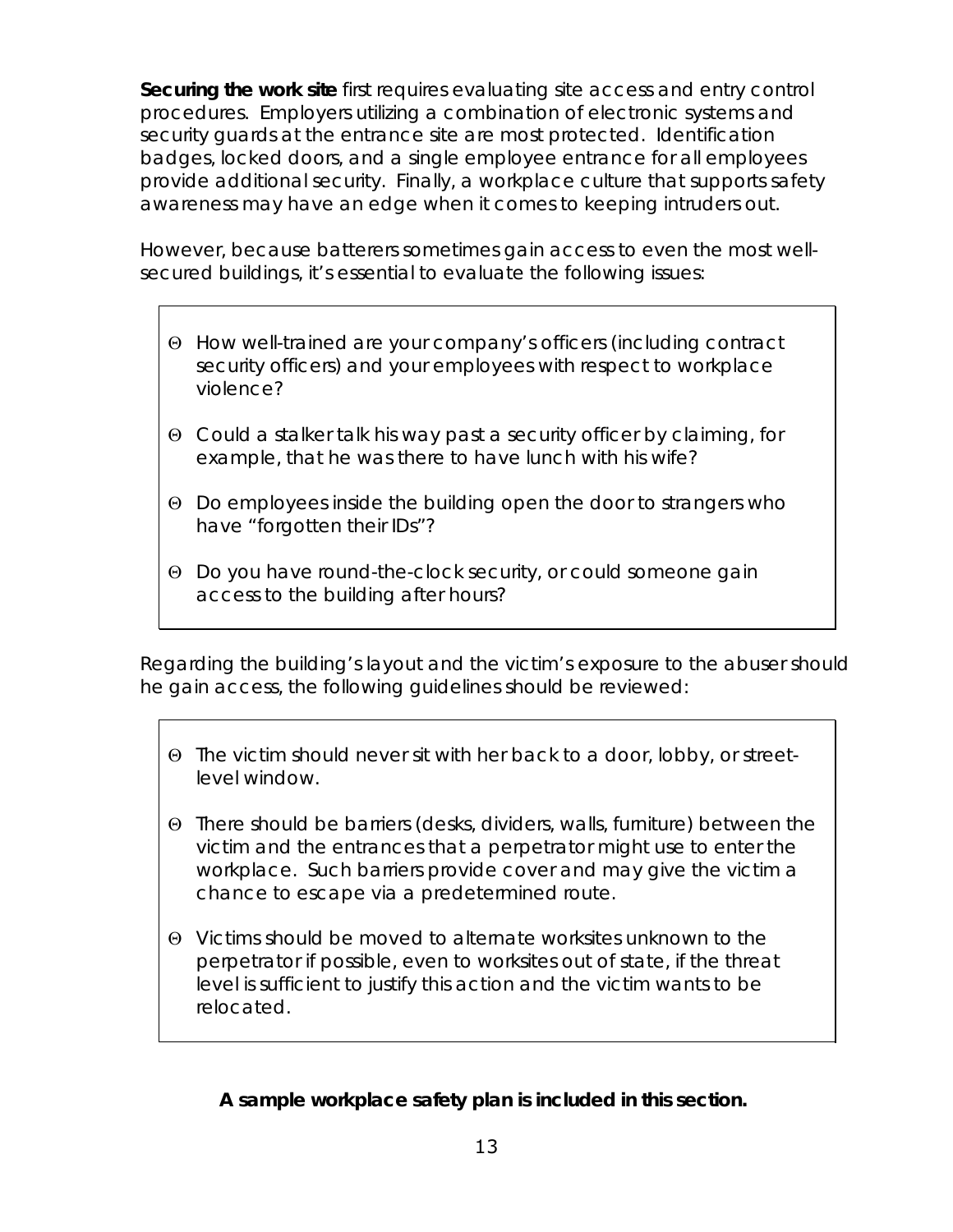**Securing the work site** first requires evaluating site access and entry control procedures. Employers utilizing a combination of electronic systems and security guards at the entrance site are most protected. Identification badges, locked doors, and a single employee entrance for all employees provide additional security. Finally, a workplace culture that supports safety awareness may have an edge when it comes to keeping intruders out.

However, because batterers sometimes gain access to even the most well-secured buildings, it's essential to evaluate the following issues:

- How well-trained are your company's officers (including contract security officers) and your employees with respect to workplace violence?
- Could a stalker talk his way past a security officer by claiming, for example, that he was there to have lunch with his wife?
- Do employees inside the building open the door to strangers who have "forgotten their IDs"?
- Do you have round-the-clock security, or could someone gain access to the building after hours?

Regarding the building's layout and the victim's exposure to the abuser should he gain access, the following guidelines should be reviewed:

- The victim should never sit with her back to a door, lobby, or street-level window.
- There should be barriers (desks, dividers, walls, furniture) between the victim and the entrances that a perpetrator might use to enter the workplace. Such barriers provide cover and may give the victim a chance to escape via a predetermined route.
- Victims should be moved to alternate worksites unknown to the perpetrator if possible, even to worksites out of state, if the threat level is sufficient to justify this action and the victim wants to be relocated.

**A sample workplace safety plan is included in this section.**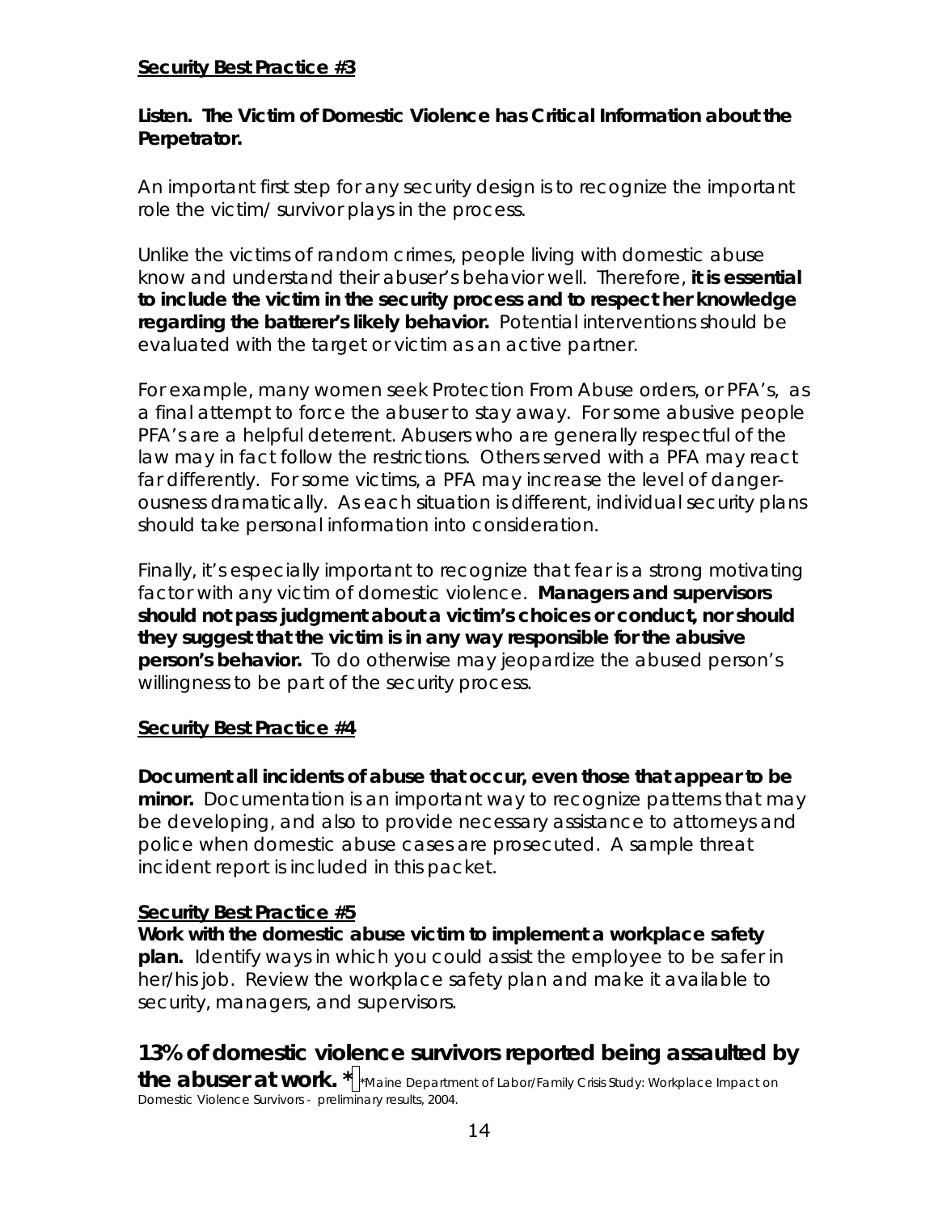**Security Best Practice #3**

**Listen. The Victim of Domestic Violence has Critical Information about the Perpetrator.**

An important first step for any security design is to recognize the important role the victim/ survivor plays in the process.

Unlike the victims of random crimes, people living with domestic abuse know and understand their abuser's behavior well. Therefore, **it is essential to include the victim in the security process and to respect her knowledge regarding the batterer's likely behavior.** Potential interventions should be evaluated with the target or victim as an active partner.

For example, many women seek Protection From Abuse orders, or PFA's, as a final attempt to force the abuser to stay away. For some abusive people PFA's are a helpful deterrent. Abusers who are generally respectful of the law may in fact follow the restrictions. Others served with a PFA may react far differently. For some victims, a PFA may increase the level of dangerousness dramatically. As each situation is different, individual security plans should take personal information into consideration.

Finally, it's especially important to recognize that fear is a strong motivating factor with any victim of domestic violence. **Managers and supervisors should not pass judgment about a victim's choices or conduct, nor should they suggest that the victim is in any way responsible for the abusive person's behavior.** To do otherwise may jeopardize the abused person's willingness to be part of the security process.

**Security Best Practice #4**

**Document all incidents of abuse that occur, even those that appear to be minor.** Documentation is an important way to recognize patterns that may be developing, and also to provide necessary assistance to attorneys and police when domestic abuse cases are prosecuted. A sample threat incident report is included in this packet.

**Security Best Practice #5**

**Work with the domestic abuse victim to implement a workplace safety plan.** Identify ways in which you could assist the employee to be safer in her/his job. Review the workplace safety plan and make it available to security, managers, and supervisors.

## 13% of domestic violence survivors reported being assaulted by the abuser at work. *

*Maine Department of Labor/Family Crisis Study: Workplace Impact on Domestic Violence Survivors - preliminary results, 2004.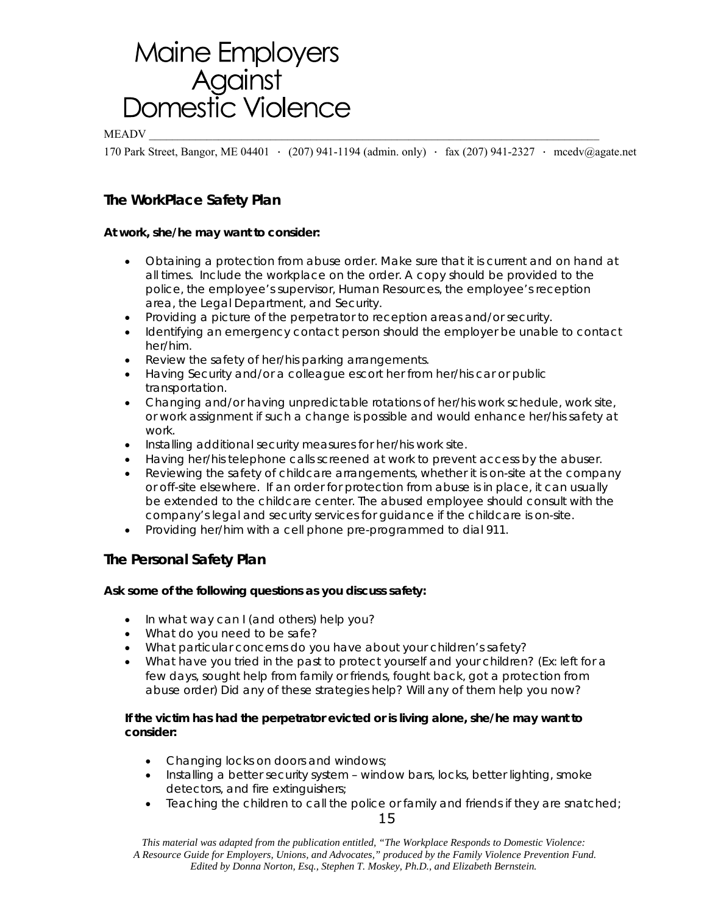# Maine Employers Against Domestic Violence

MEADV

170 Park Street, Bangor, ME 04401 · (207) 941-1194 (admin. only) · fax (207) 941-2327 · mcedv@agate.net

## The WorkPlace Safety Plan

**At work, she/he may want to consider:**

- Obtaining a protection from abuse order. Make sure that it is current and on hand at all times. Include the workplace on the order. A copy should be provided to the police, the employee's supervisor, Human Resources, the employee's reception area, the Legal Department, and Security.
- Providing a picture of the perpetrator to reception areas and/or security.
- Identifying an emergency contact person should the employer be unable to contact her/him.
- Review the safety of her/his parking arrangements.
- Having Security and/or a colleague escort her from her/his car or public transportation.
- Changing and/or having unpredictable rotations of her/his work schedule, work site, or work assignment if such a change is possible and would enhance her/his safety at work.
- Installing additional security measures for her/his work site.
- Having her/his telephone calls screened at work to prevent access by the abuser.
- Reviewing the safety of childcare arrangements, whether it is on-site at the company or off-site elsewhere. If an order for protection from abuse is in place, it can usually be extended to the childcare center. The abused employee should consult with the company's legal and security services for guidance if the childcare is on-site.
- Providing her/him with a cell phone pre-programmed to dial 911.

## The Personal Safety Plan

**Ask some of the following questions as you discuss safety:**

- In what way can I (and others) help you?
- What do you need to be safe?
- What particular concerns do you have about your children's safety?
- What have you tried in the past to protect yourself and your children? (Ex: left for a few days, sought help from family or friends, fought back, got a protection from abuse order) Did any of these strategies help? Will any of them help you now?

**If the victim has had the perpetrator evicted or is living alone, she/he may want to consider:**

- Changing locks on doors and windows;
- Installing a better security system – window bars, locks, better lighting, smoke detectors, and fire extinguishers;
- Teaching the children to call the police or family and friends if they are snatched;

*This material was adapted from the publication entitled, "The Workplace Responds to Domestic Violence: A Resource Guide for Employers, Unions, and Advocates," produced by the Family Violence Prevention Fund. Edited by Donna Norton, Esq., Stephen T. Moskey, Ph.D., and Elizabeth Bernstein.*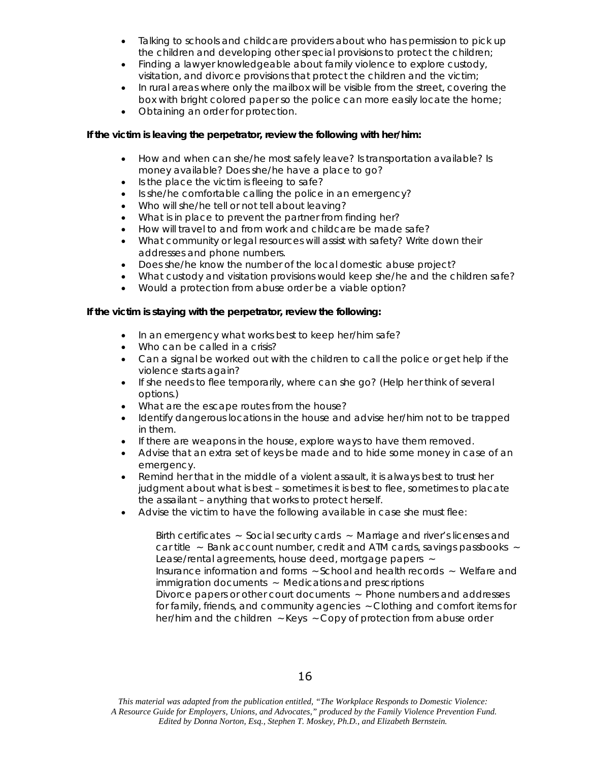- Talking to schools and childcare providers about who has permission to pick up the children and developing other special provisions to protect the children;
- Finding a lawyer knowledgeable about family violence to explore custody, visitation, and divorce provisions that protect the children and the victim;
- In rural areas where only the mailbox will be visible from the street, covering the box with bright colored paper so the police can more easily locate the home;
- Obtaining an order for protection.

**If the victim is leaving the perpetrator, review the following with her/him:**

- How and when can she/he most safely leave? Is transportation available? Is money available? Does she/he have a place to go?
- Is the place the victim is fleeing to safe?
- Is she/he comfortable calling the police in an emergency?
- Who will she/he tell or not tell about leaving?
- What is in place to prevent the partner from finding her?
- How will travel to and from work and childcare be made safe?
- What community or legal resources will assist with safety? Write down their addresses and phone numbers.
- Does she/he know the number of the local domestic abuse project?
- What custody and visitation provisions would keep she/he and the children safe?
- Would a protection from abuse order be a viable option?

**If the victim is staying with the perpetrator, review the following:**

- In an emergency what works best to keep her/him safe?
- Who can be called in a crisis?
- Can a signal be worked out with the children to call the police or get help if the violence starts again?
- If she needs to flee temporarily, where can she go? (Help her think of several options.)
- What are the escape routes from the house?
- Identify dangerous locations in the house and advise her/him not to be trapped in them.
- If there are weapons in the house, explore ways to have them removed.
- Advise that an extra set of keys be made and to hide some money in case of an emergency.
- Remind her that in the middle of a violent assault, it is always best to trust her judgment about what is best – sometimes it is best to flee, sometimes to placate the assailant – anything that works to protect herself.
- Advise the victim to have the following available in case she must flee:

  Birth certificates ~ Social security cards ~ Marriage and river's licenses and car title ~ Bank account number, credit and ATM cards, savings passbooks ~ Lease/rental agreements, house deed, mortgage papers ~
  Insurance information and forms ~ School and health records ~ Welfare and immigration documents ~ Medications and prescriptions
  Divorce papers or other court documents ~ Phone numbers and addresses for family, friends, and community agencies ~ Clothing and comfort items for her/him and the children ~ Keys ~ Copy of protection from abuse order

*This material was adapted from the publication entitled, "The Workplace Responds to Domestic Violence: A Resource Guide for Employers, Unions, and Advocates," produced by the Family Violence Prevention Fund. Edited by Donna Norton, Esq., Stephen T. Moskey, Ph.D., and Elizabeth Bernstein.*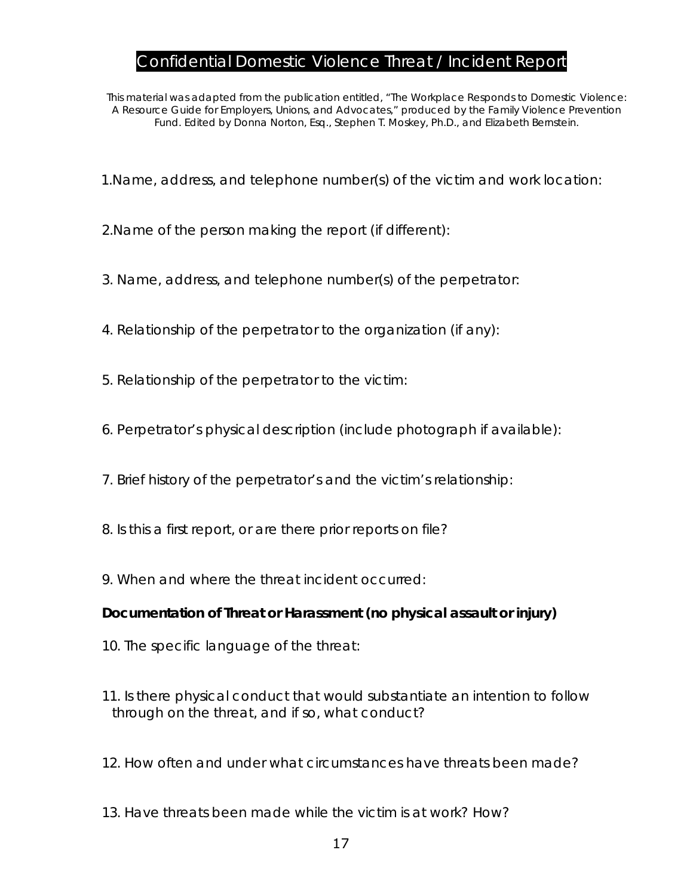# Confidential Domestic Violence Threat / Incident Report

*This material was adapted from the publication entitled, "The Workplace Responds to Domestic Violence: A Resource Guide for Employers, Unions, and Advocates," produced by the Family Violence Prevention Fund. Edited by Donna Norton, Esq., Stephen T. Moskey, Ph.D., and Elizabeth Bernstein.*

1.Name, address, and telephone number(s) of the victim and work location:

2.Name of the person making the report (if different):

3. Name, address, and telephone number(s) of the perpetrator:

4. Relationship of the perpetrator to the organization (if any):

5. Relationship of the perpetrator to the victim:

6. Perpetrator's physical description (include photograph if available):

7. Brief history of the perpetrator's and the victim's relationship:

8. Is this a first report, or are there prior reports on file?

9. When and where the threat incident occurred:

**Documentation of Threat or Harassment (no physical assault or injury)**

10. The specific language of the threat:

11. Is there physical conduct that would substantiate an intention to follow through on the threat, and if so, what conduct?

12. How often and under what circumstances have threats been made?

13. Have threats been made while the victim is at work? How?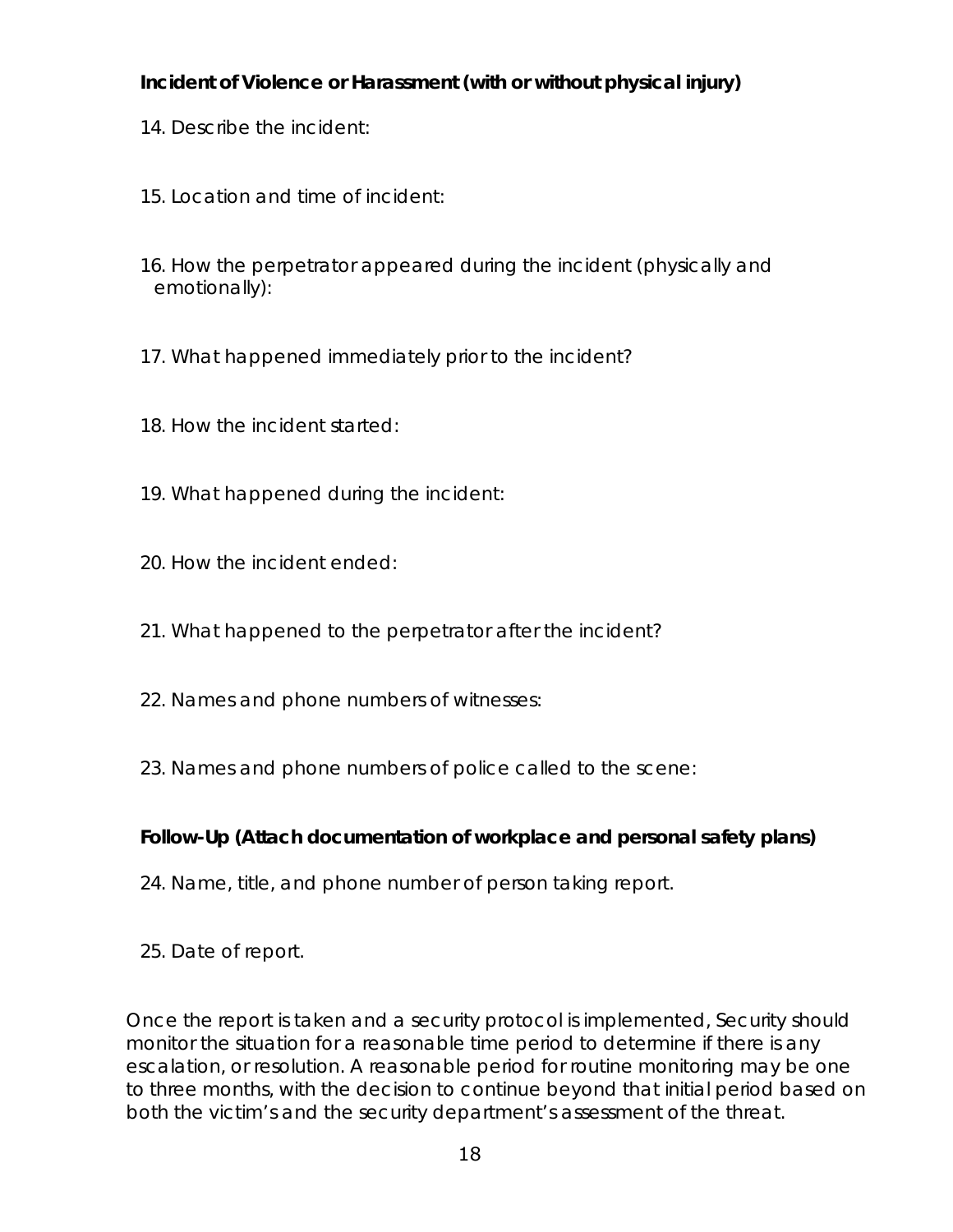**Incident of Violence or Harassment (with or without physical injury)**

14. Describe the incident:

15. Location and time of incident:

16. How the perpetrator appeared during the incident (physically and emotionally):

17. What happened immediately prior to the incident?

18. How the incident started:

19. What happened during the incident:

20. How the incident ended:

21. What happened to the perpetrator after the incident?

22. Names and phone numbers of witnesses:

23. Names and phone numbers of police called to the scene:

**Follow-Up (Attach documentation of workplace and personal safety plans)**

24. Name, title, and phone number of person taking report.

25. Date of report.

Once the report is taken and a security protocol is implemented, Security should monitor the situation for a reasonable time period to determine if there is any escalation, or resolution. A reasonable period for routine monitoring may be one to three months, with the decision to continue beyond that initial period based on both the victim's and the security department's assessment of the threat.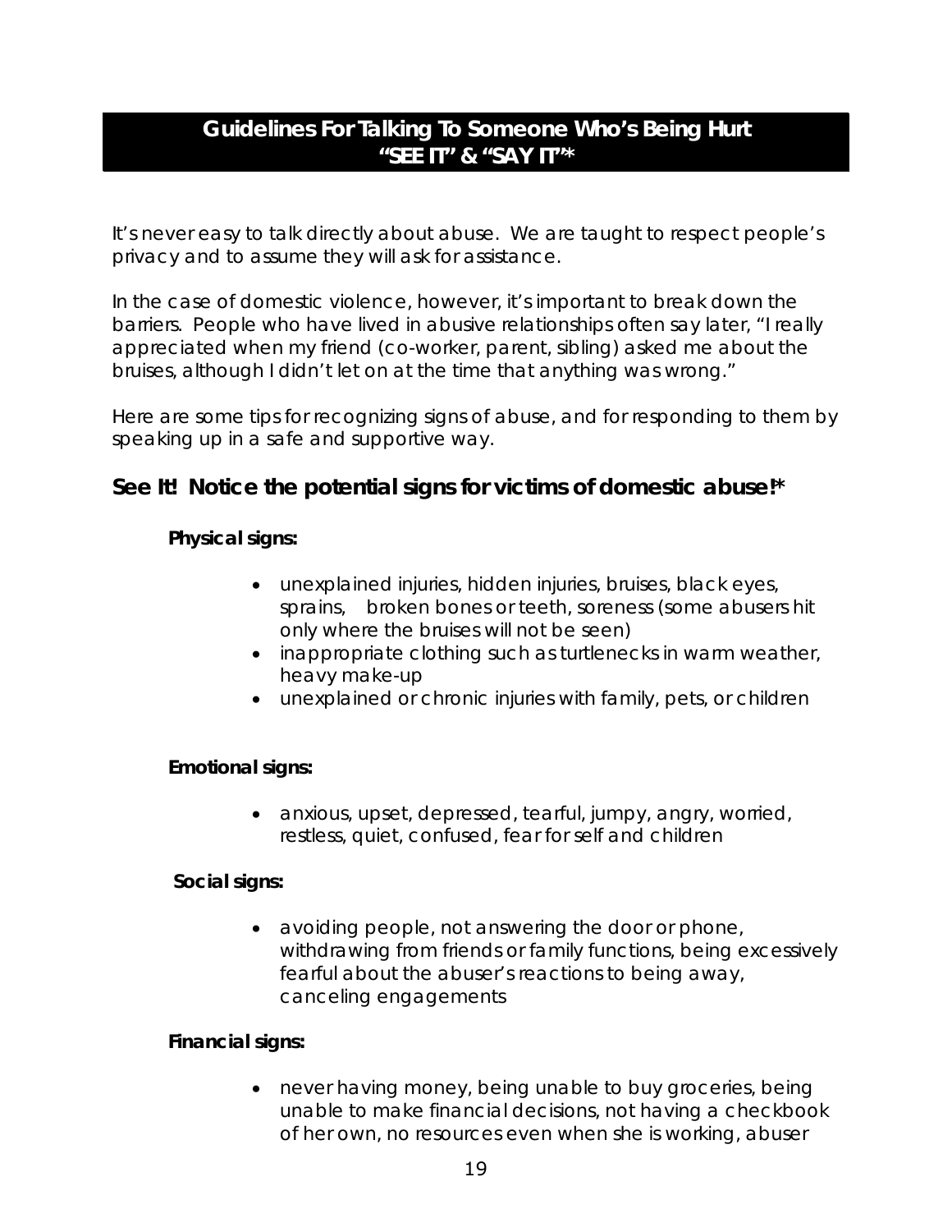## Guidelines For Talking To Someone Who's Being Hurt "SEE IT" & "SAY IT"*

It's never easy to talk directly about abuse. We are taught to respect people's privacy and to assume they will ask for assistance.

In the case of domestic violence, however, it's important to break down the barriers. People who have lived in abusive relationships often say later, "I really appreciated when my friend (co-worker, parent, sibling) asked me about the bruises, although I didn't let on at the time that anything was wrong."

Here are some tips for recognizing signs of abuse, and for responding to them by speaking up in a safe and supportive way.

### See It! Notice the potential signs for victims of domestic abuse!*

**Physical signs:**

- unexplained injuries, hidden injuries, bruises, black eyes, sprains, broken bones or teeth, soreness (some abusers hit only where the bruises will not be seen)
- inappropriate clothing such as turtlenecks in warm weather, heavy make-up
- unexplained or chronic injuries with family, pets, or children

**Emotional signs:**

- anxious, upset, depressed, tearful, jumpy, angry, worried, restless, quiet, confused, fear for self and children

**Social signs:**

- avoiding people, not answering the door or phone, withdrawing from friends or family functions, being excessively fearful about the abuser's reactions to being away, canceling engagements

**Financial signs:**

- never having money, being unable to buy groceries, being unable to make financial decisions, not having a checkbook of her own, no resources even when she is working, abuser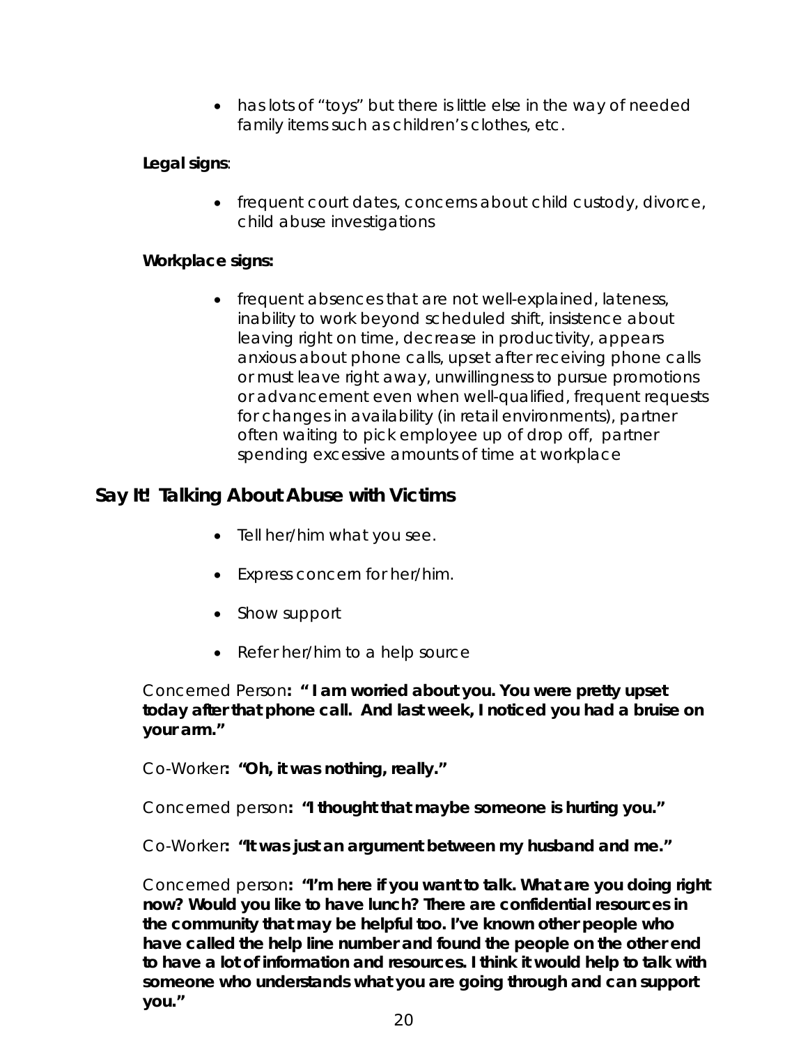- has lots of "toys" but there is little else in the way of needed family items such as children's clothes, etc.

**Legal signs**:

- frequent court dates, concerns about child custody, divorce, child abuse investigations

**Workplace signs:**

- frequent absences that are not well-explained, lateness, inability to work beyond scheduled shift, insistence about leaving right on time, decrease in productivity, appears anxious about phone calls, upset after receiving phone calls or must leave right away, unwillingness to pursue promotions or advancement even when well-qualified, frequent requests for changes in availability (in retail environments), partner often waiting to pick employee up of drop off, partner spending excessive amounts of time at workplace

## Say It! Talking About Abuse with Victims

- Tell her/him what you see.
- Express concern for her/him.
- Show support
- Refer her/him to a help source

Concerned Person**: " I am worried about you. You were pretty upset today after that phone call. And last week, I noticed you had a bruise on your arm."**

Co-Worker**: "Oh, it was nothing, really."**

Concerned person**: "I thought that maybe someone is hurting you."**

Co-Worker**: "It was just an argument between my husband and me."**

Concerned person**: "I'm here if you want to talk. What are you doing right now? Would you like to have lunch? There are confidential resources in the community that may be helpful too. I've known other people who have called the help line number and found the people on the other end to have a lot of information and resources. I think it would help to talk with someone who understands what you are going through and can support you."**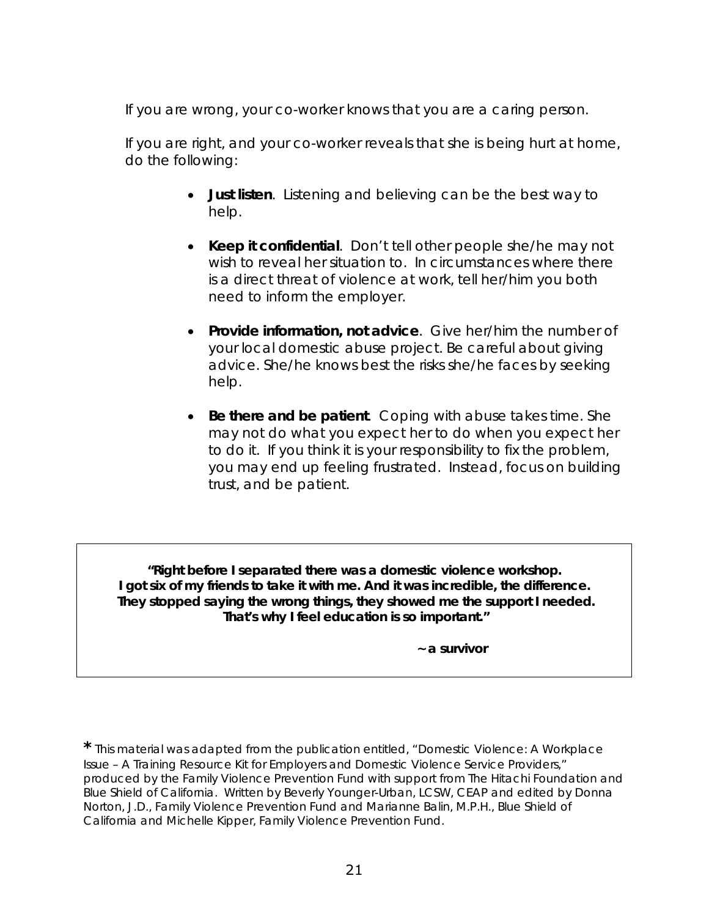If you are wrong, your co-worker knows that you are a caring person.

If you are right, and your co-worker reveals that she is being hurt at home, do the following:

- **Just listen**. Listening and believing can be the best way to help.
- **Keep it confidential**. Don't tell other people she/he may not wish to reveal her situation to. In circumstances where there is a direct threat of violence at work, tell her/him you both need to inform the employer.
- **Provide information, not advice**. Give her/him the number of your local domestic abuse project. Be careful about giving advice. She/he knows best the risks she/he faces by seeking help.
- **Be there and be patient**. Coping with abuse takes time. She may not do what you expect her to do when you expect her to do it. If you think it is your responsibility to fix the problem, you may end up feeling frustrated. Instead, focus on building trust, and be patient.

> **"Right before I separated there was a domestic violence workshop. I got six of my friends to take it with me. And it was incredible, the difference. They stopped saying the wrong things, they showed me the support I needed. That's why I feel education is so important."**
>
> **~ a survivor**

* This material was adapted from the publication entitled, "Domestic Violence: A Workplace Issue – A Training Resource Kit for Employers and Domestic Violence Service Providers," produced by the Family Violence Prevention Fund with support from The Hitachi Foundation and Blue Shield of California. Written by Beverly Younger-Urban, LCSW, CEAP and edited by Donna Norton, J.D., Family Violence Prevention Fund and Marianne Balin, M.P.H., Blue Shield of California and Michelle Kipper, Family Violence Prevention Fund.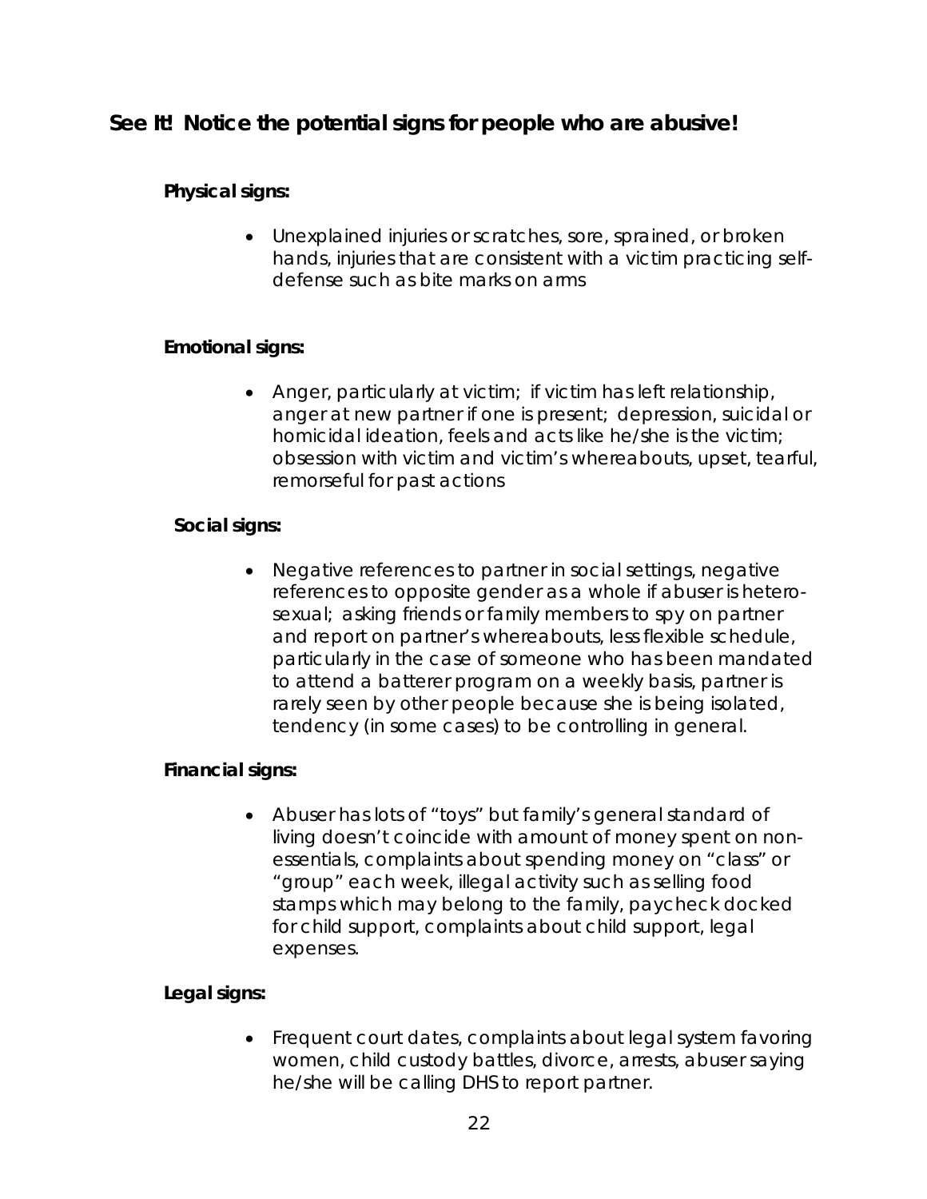## See It! Notice the potential signs for people who are abusive!

**Physical signs:**

- *Unexplained injuries or scratches, sore, sprained, or broken hands, injuries that are consistent with a victim practicing self-defense such as bite marks on arms*

**Emotional signs:**

- *Anger, particularly at victim; if victim has left relationship, anger at new partner if one is present; depression, suicidal or homicidal ideation, feels and acts like he/she is the victim; obsession with victim and victim's whereabouts, upset, tearful, remorseful for past actions*

**Social signs:**

- *Negative references to partner in social settings, negative references to opposite gender as a whole if abuser is hetero-sexual; asking friends or family members to spy on partner and report on partner's whereabouts, less flexible schedule, particularly in the case of someone who has been mandated to attend a batterer program on a weekly basis, partner is rarely seen by other people because she is being isolated, tendency (in some cases) to be controlling in general.*

**Financial signs:**

- *Abuser has lots of "toys" but family's general standard of living doesn't coincide with amount of money spent on non-essentials, complaints about spending money on "class" or "group" each week, illegal activity such as selling food stamps which may belong to the family, paycheck docked for child support, complaints about child support, legal expenses.*

**Legal signs:**

- *Frequent court dates, complaints about legal system favoring women, child custody battles, divorce, arrests, abuser saying he/she will be calling DHS to report partner.*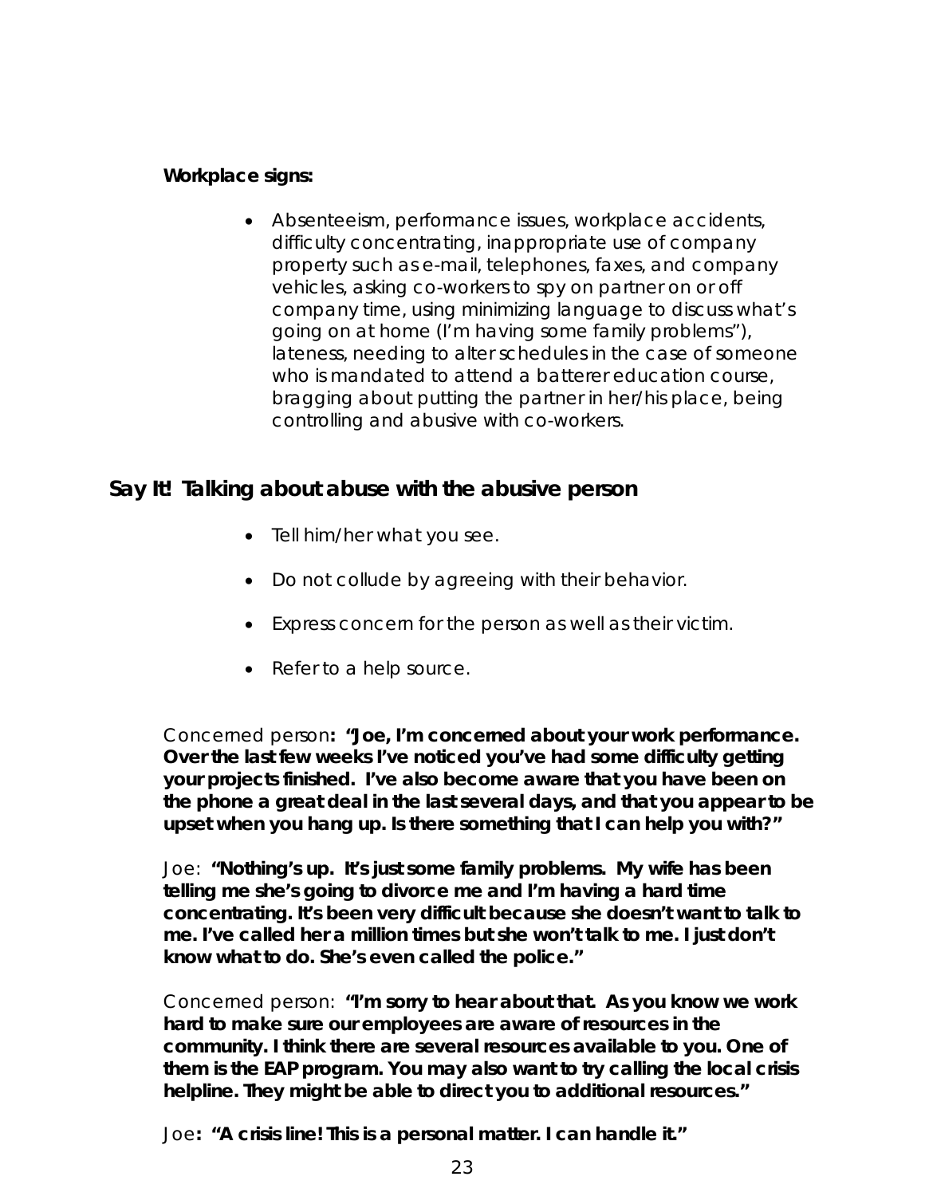**Workplace signs:**

- Absenteeism, performance issues, workplace accidents, difficulty concentrating, inappropriate use of company property such as e-mail, telephones, faxes, and company vehicles, asking co-workers to spy on partner on or off company time, using minimizing language to discuss what's going on at home (I'm having some family problems"), lateness, needing to alter schedules in the case of someone who is mandated to attend a batterer education course, bragging about putting the partner in her/his place, being controlling and abusive with co-workers.

## Say It! Talking about abuse with the abusive person

- Tell him/her what you see.
- Do not collude by agreeing with their behavior.
- Express concern for the person as well as their victim.
- Refer to a help source.

Concerned person**: "Joe, I'm concerned about your work performance. Over the last few weeks I've noticed you've had some difficulty getting your projects finished. I've also become aware that you have been on the phone a great deal in the last several days, and that you appear to be upset when you hang up. Is there something that I can help you with?"**

Joe: **"Nothing's up. It's just some family problems. My wife has been telling me she's going to divorce me and I'm having a hard time concentrating. It's been very difficult because she doesn't want to talk to me. I've called her a million times but she won't talk to me. I just don't know what to do. She's even called the police."**

Concerned person: **"I'm sorry to hear about that. As you know we work hard to make sure our employees are aware of resources in the community. I think there are several resources available to you. One of them is the EAP program. You may also want to try calling the local crisis helpline. They might be able to direct you to additional resources."**

Joe**: "A crisis line! This is a personal matter. I can handle it."**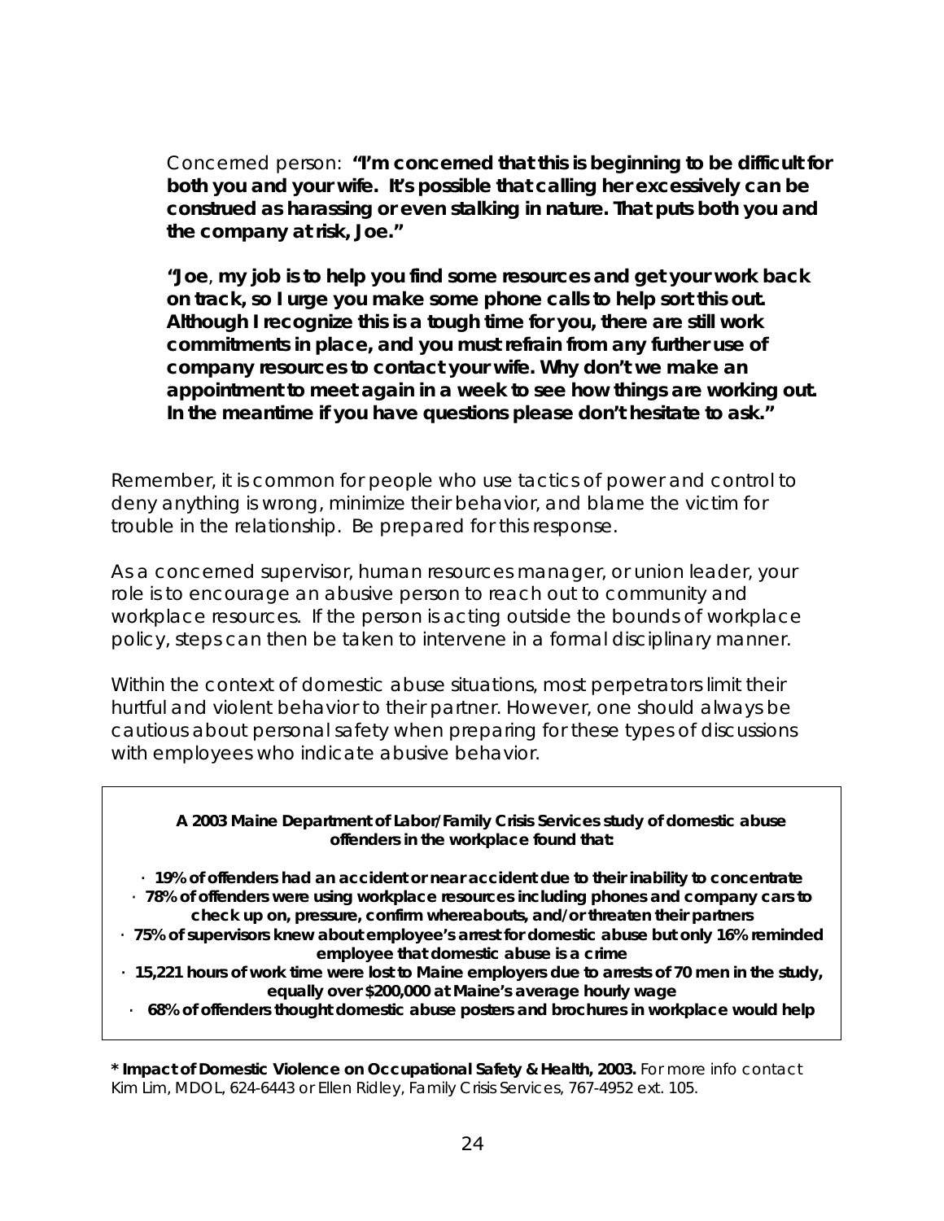Concerned person: **"I'm concerned that this is beginning to be difficult for both you and your wife. It's possible that calling her excessively can be construed as harassing or even stalking in nature. That puts both you and the company at risk, Joe."**

**"Joe, my job is to help you find some resources and get your work back on track, so I urge you make some phone calls to help sort this out. Although I recognize this is a tough time for you, there are still work commitments in place, and you must refrain from any further use of company resources to contact your wife. Why don't we make an appointment to meet again in a week to see how things are working out. In the meantime if you have questions please don't hesitate to ask."**

Remember, it is common for people who use tactics of power and control to deny anything is wrong, minimize their behavior, and blame the victim for trouble in the relationship. Be prepared for this response.

As a concerned supervisor, human resources manager, or union leader, your role is to encourage an abusive person to reach out to community and workplace resources. If the person is acting outside the bounds of workplace policy, steps can then be taken to intervene in a formal disciplinary manner.

Within the context of domestic abuse situations, most perpetrators limit their hurtful and violent behavior to their partner. However, one should always be cautious about personal safety when preparing for these types of discussions with employees who indicate abusive behavior.

**A 2003 Maine Department of Labor/Family Crisis Services study of domestic abuse offenders in the workplace found that:**

- **19% of offenders had an accident or near accident due to their inability to concentrate**
- **78% of offenders were using workplace resources including phones and company cars to check up on, pressure, confirm whereabouts, and/or threaten their partners**
- **75% of supervisors knew about employee's arrest for domestic abuse but only 16% reminded employee that domestic abuse is a crime**
- **15,221 hours of work time were lost to Maine employers due to arrests of 70 men in the study, equally over $200,000 at Maine's average hourly wage**
- **68% of offenders thought domestic abuse posters and brochures in workplace would help**

**\* Impact of Domestic Violence on Occupational Safety & Health, 2003.** For more info contact Kim Lim, MDOL, 624-6443 or Ellen Ridley, Family Crisis Services, 767-4952 ext. 105.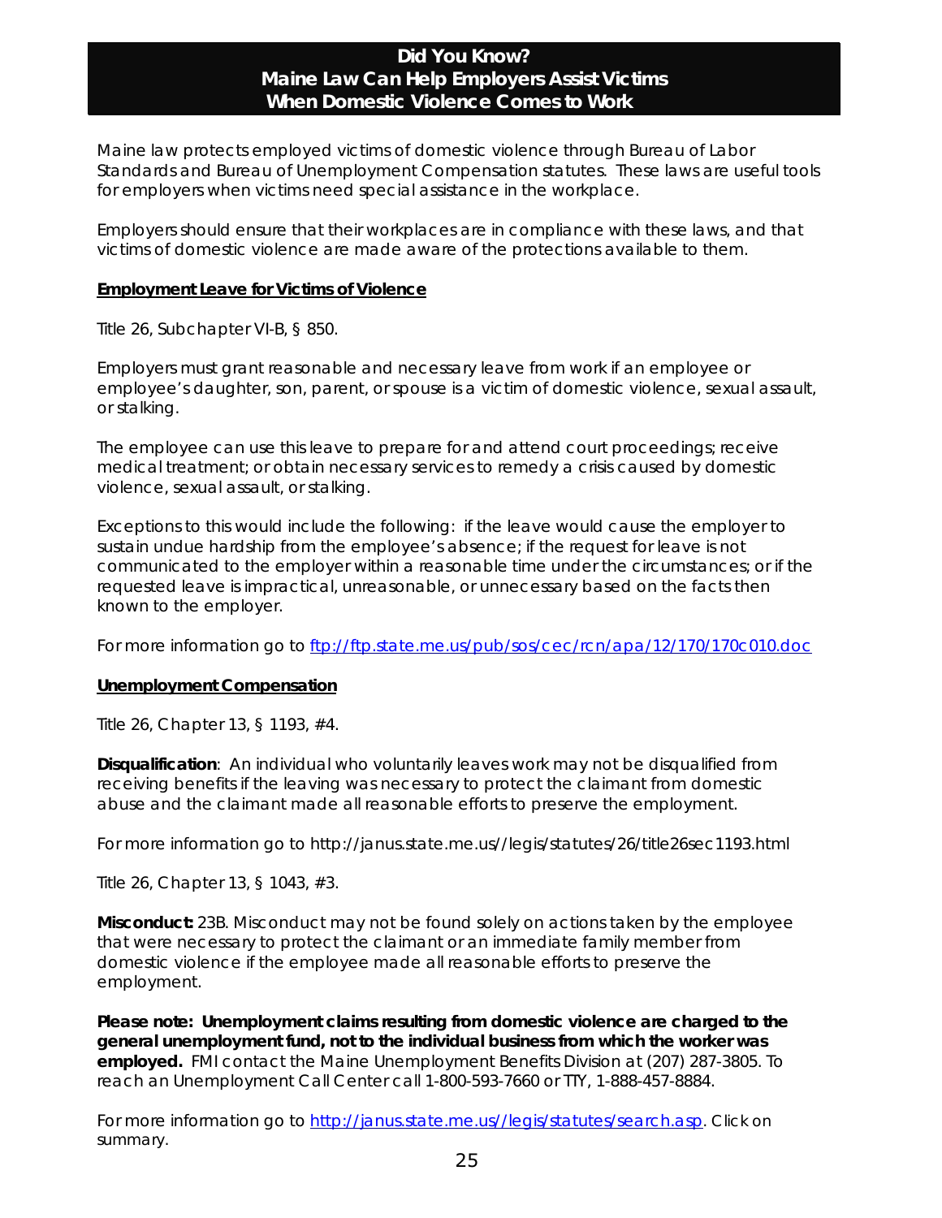# Did You Know?
# Maine Law Can Help Employers Assist Victims When Domestic Violence Comes to Work

Maine law protects employed victims of domestic violence through Bureau of Labor Standards and Bureau of Unemployment Compensation statutes. These laws are useful tools for employers when victims need special assistance in the workplace.

Employers should ensure that their workplaces are in compliance with these laws, and that victims of domestic violence are made aware of the protections available to them.

## Employment Leave for Victims of Violence

Title 26, Subchapter VI-B, § 850.

Employers must grant reasonable and necessary leave from work if an employee or employee's daughter, son, parent, or spouse is a victim of domestic violence, sexual assault, or stalking.

The employee can use this leave to prepare for and attend court proceedings; receive medical treatment; or obtain necessary services to remedy a crisis caused by domestic violence, sexual assault, or stalking.

Exceptions to this would include the following: if the leave would cause the employer to sustain undue hardship from the employee's absence; if the request for leave is not communicated to the employer within a reasonable time under the circumstances; or if the requested leave is impractical, unreasonable, or unnecessary based on the facts then known to the employer.

For more information go to [ftp://ftp.state.me.us/pub/sos/cec/rcn/apa/12/170/170c010.doc](ftp://ftp.state.me.us/pub/sos/cec/rcn/apa/12/170/170c010.doc)

## Unemployment Compensation

Title 26, Chapter 13, § 1193, #4.

**Disqualification**: An individual who voluntarily leaves work may not be disqualified from receiving benefits if the leaving was necessary to protect the claimant from domestic abuse and the claimant made all reasonable efforts to preserve the employment.

For more information go to http://janus.state.me.us//legis/statutes/26/title26sec1193.html

Title 26, Chapter 13, § 1043, #3.

**Misconduct:** 23B. Misconduct may not be found solely on actions taken by the employee that were necessary to protect the claimant or an immediate family member from domestic violence if the employee made all reasonable efforts to preserve the employment.

**Please note: Unemployment claims resulting from domestic violence are charged to the general unemployment fund, not to the individual business from which the worker was employed.** FMI contact the Maine Unemployment Benefits Division at (207) 287-3805. To reach an Unemployment Call Center call 1-800-593-7660 or TTY, 1-888-457-8884.

For more information go to [http://janus.state.me.us//legis/statutes/search.asp](http://janus.state.me.us//legis/statutes/search.asp). Click on summary.